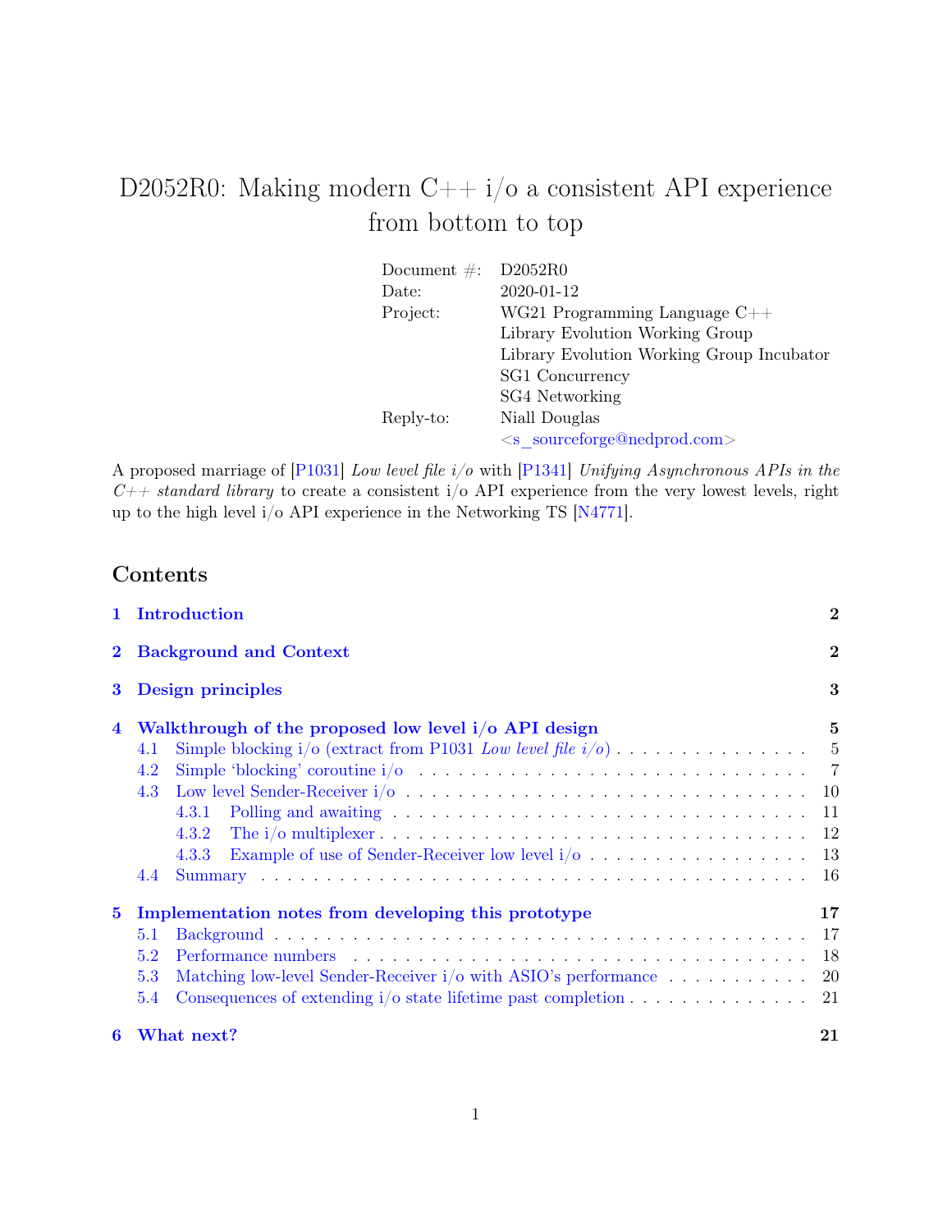# D2052R0: Making modern C++ i/o a consistent API experience from bottom to top

| | |
|---|---|
| Document #: | D2052R0 |
| Date: | 2020-01-12 |
| Project: | WG21 Programming Language C++ |
| | Library Evolution Working Group |
| | Library Evolution Working Group Incubator |
| | SG1 Concurrency |
| | SG4 Networking |
| Reply-to: | Niall Douglas |
| | <s_sourceforge@nedprod.com> |

A proposed marriage of [P1031] *Low level file i/o* with [P1341] *Unifying Asynchronous APIs in the C++ standard library* to create a consistent i/o API experience from the very lowest levels, right up to the high level i/o API experience in the Networking TS [N4771].

## Contents

- **1 Introduction** — 2
- **2 Background and Context** — 2
- **3 Design principles** — 3
- **4 Walkthrough of the proposed low level i/o API design** — 5
  - 4.1 Simple blocking i/o (extract from P1031 *Low level file i/o*) — 5
  - 4.2 Simple 'blocking' coroutine i/o — 7
  - 4.3 Low level Sender-Receiver i/o — 10
    - 4.3.1 Polling and awaiting — 11
    - 4.3.2 The i/o multiplexer — 12
    - 4.3.3 Example of use of Sender-Receiver low level i/o — 13
  - 4.4 Summary — 16
- **5 Implementation notes from developing this prototype** — 17
  - 5.1 Background — 17
  - 5.2 Performance numbers — 18
  - 5.3 Matching low-level Sender-Receiver i/o with ASIO's performance — 20
  - 5.4 Consequences of extending i/o state lifetime past completion — 21
- **6 What next?** — 21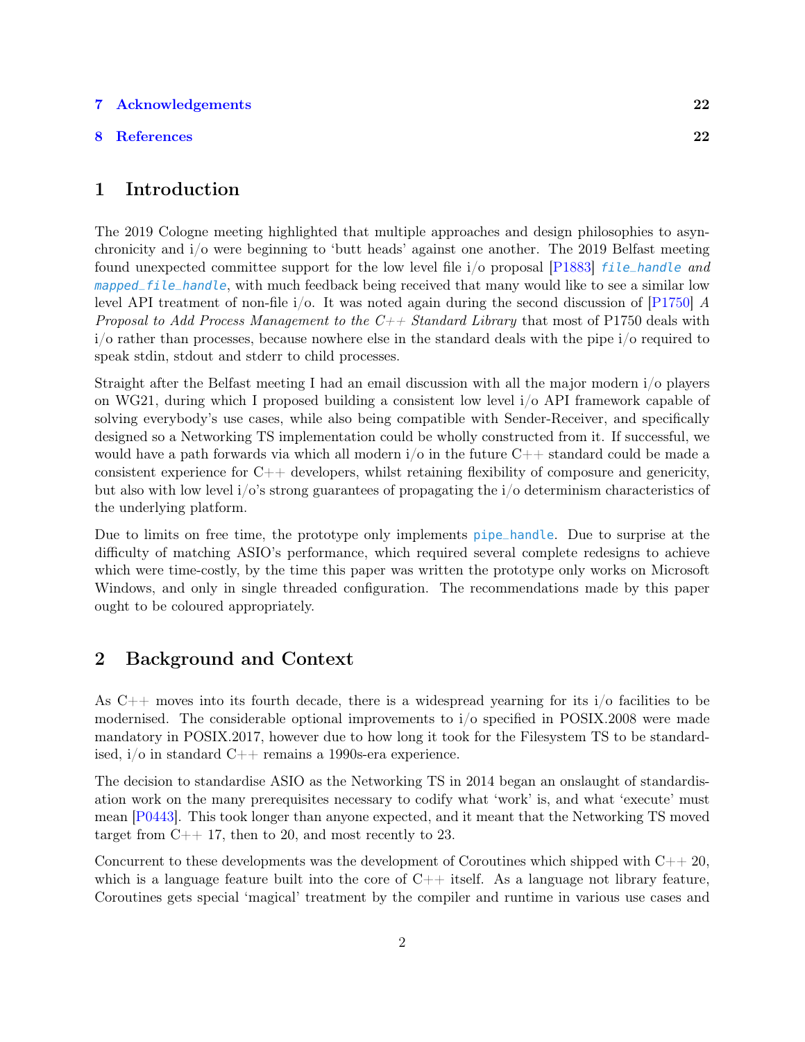**7 Acknowledgements** **22**

**8 References** **22**

# 1 Introduction

The 2019 Cologne meeting highlighted that multiple approaches and design philosophies to asynchronicity and i/o were beginning to 'butt heads' against one another. The 2019 Belfast meeting found unexpected committee support for the low level file i/o proposal [P1883] *`file_handle` and `mapped_file_handle`*, with much feedback being received that many would like to see a similar low level API treatment of non-file i/o. It was noted again during the second discussion of [P1750] *A Proposal to Add Process Management to the C++ Standard Library* that most of P1750 deals with i/o rather than processes, because nowhere else in the standard deals with the pipe i/o required to speak stdin, stdout and stderr to child processes.

Straight after the Belfast meeting I had an email discussion with all the major modern i/o players on WG21, during which I proposed building a consistent low level i/o API framework capable of solving everybody's use cases, while also being compatible with Sender-Receiver, and specifically designed so a Networking TS implementation could be wholly constructed from it. If successful, we would have a path forwards via which all modern i/o in the future C++ standard could be made a consistent experience for C++ developers, whilst retaining flexibility of composure and genericity, but also with low level i/o's strong guarantees of propagating the i/o determinism characteristics of the underlying platform.

Due to limits on free time, the prototype only implements `pipe_handle`. Due to surprise at the difficulty of matching ASIO's performance, which required several complete redesigns to achieve which were time-costly, by the time this paper was written the prototype only works on Microsoft Windows, and only in single threaded configuration. The recommendations made by this paper ought to be coloured appropriately.

# 2 Background and Context

As C++ moves into its fourth decade, there is a widespread yearning for its i/o facilities to be modernised. The considerable optional improvements to i/o specified in POSIX.2008 were made mandatory in POSIX.2017, however due to how long it took for the Filesystem TS to be standardised, i/o in standard C++ remains a 1990s-era experience.

The decision to standardise ASIO as the Networking TS in 2014 began an onslaught of standardisation work on the many prerequisites necessary to codify what 'work' is, and what 'execute' must mean [P0443]. This took longer than anyone expected, and it meant that the Networking TS moved target from C++ 17, then to 20, and most recently to 23.

Concurrent to these developments was the development of Coroutines which shipped with C++ 20, which is a language feature built into the core of C++ itself. As a language not library feature, Coroutines gets special 'magical' treatment by the compiler and runtime in various use cases and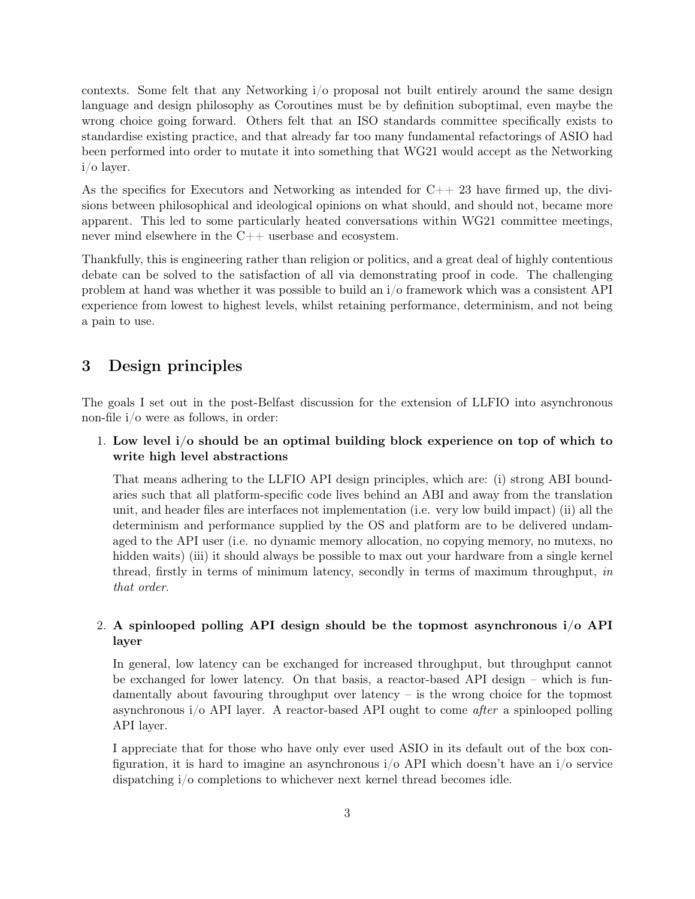contexts. Some felt that any Networking i/o proposal not built entirely around the same design language and design philosophy as Coroutines must be by definition suboptimal, even maybe the wrong choice going forward. Others felt that an ISO standards committee specifically exists to standardise existing practice, and that already far too many fundamental refactorings of ASIO had been performed into order to mutate it into something that WG21 would accept as the Networking i/o layer.

As the specifics for Executors and Networking as intended for C++ 23 have firmed up, the divisions between philosophical and ideological opinions on what should, and should not, became more apparent. This led to some particularly heated conversations within WG21 committee meetings, never mind elsewhere in the C++ userbase and ecosystem.

Thankfully, this is engineering rather than religion or politics, and a great deal of highly contentious debate can be solved to the satisfaction of all via demonstrating proof in code. The challenging problem at hand was whether it was possible to build an i/o framework which was a consistent API experience from lowest to highest levels, whilst retaining performance, determinism, and not being a pain to use.

## 3 Design principles

The goals I set out in the post-Belfast discussion for the extension of LLFIO into asynchronous non-file i/o were as follows, in order:

1. **Low level i/o should be an optimal building block experience on top of which to write high level abstractions**

   That means adhering to the LLFIO API design principles, which are: (i) strong ABI boundaries such that all platform-specific code lives behind an ABI and away from the translation unit, and header files are interfaces not implementation (i.e. very low build impact) (ii) all the determinism and performance supplied by the OS and platform are to be delivered undamaged to the API user (i.e. no dynamic memory allocation, no copying memory, no mutexs, no hidden waits) (iii) it should always be possible to max out your hardware from a single kernel thread, firstly in terms of minimum latency, secondly in terms of maximum throughput, *in that order*.

2. **A spinlooped polling API design should be the topmost asynchronous i/o API layer**

   In general, low latency can be exchanged for increased throughput, but throughput cannot be exchanged for lower latency. On that basis, a reactor-based API design – which is fundamentally about favouring throughput over latency – is the wrong choice for the topmost asynchronous i/o API layer. A reactor-based API ought to come *after* a spinlooped polling API layer.

   I appreciate that for those who have only ever used ASIO in its default out of the box configuration, it is hard to imagine an asynchronous i/o API which doesn't have an i/o service dispatching i/o completions to whichever next kernel thread becomes idle.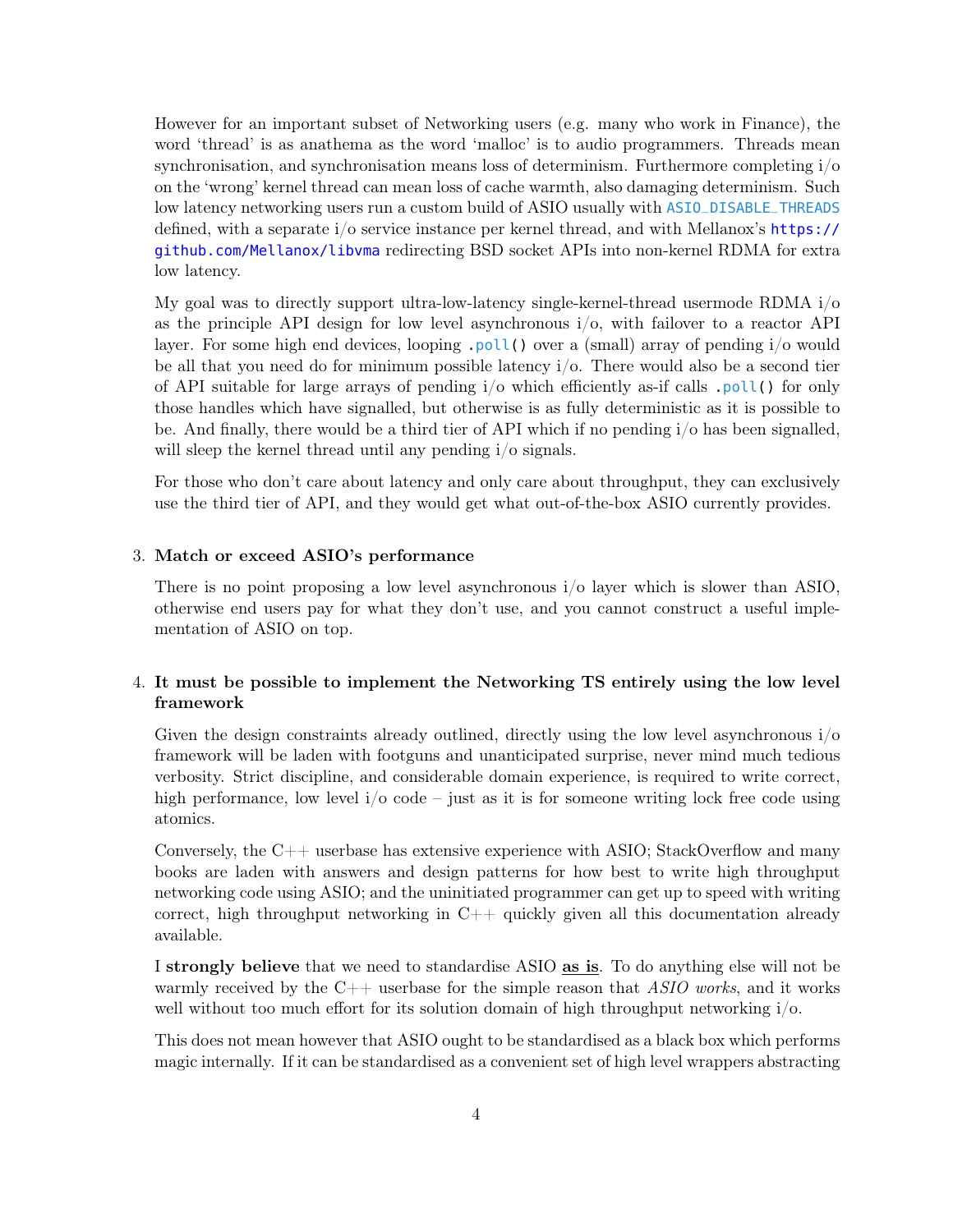However for an important subset of Networking users (e.g. many who work in Finance), the word 'thread' is as anathema as the word 'malloc' is to audio programmers. Threads mean synchronisation, and synchronisation means loss of determinism. Furthermore completing i/o on the 'wrong' kernel thread can mean loss of cache warmth, also damaging determinism. Such low latency networking users run a custom build of ASIO usually with `ASIO_DISABLE_THREADS` defined, with a separate i/o service instance per kernel thread, and with Mellanox's https://github.com/Mellanox/libvma redirecting BSD socket APIs into non-kernel RDMA for extra low latency.

My goal was to directly support ultra-low-latency single-kernel-thread usermode RDMA i/o as the principle API design for low level asynchronous i/o, with failover to a reactor API layer. For some high end devices, looping `.poll()` over a (small) array of pending i/o would be all that you need do for minimum possible latency i/o. There would also be a second tier of API suitable for large arrays of pending i/o which efficiently as-if calls `.poll()` for only those handles which have signalled, but otherwise is as fully deterministic as it is possible to be. And finally, there would be a third tier of API which if no pending i/o has been signalled, will sleep the kernel thread until any pending i/o signals.

For those who don't care about latency and only care about throughput, they can exclusively use the third tier of API, and they would get what out-of-the-box ASIO currently provides.

3. **Match or exceed ASIO's performance**

   There is no point proposing a low level asynchronous i/o layer which is slower than ASIO, otherwise end users pay for what they don't use, and you cannot construct a useful implementation of ASIO on top.

4. **It must be possible to implement the Networking TS entirely using the low level framework**

   Given the design constraints already outlined, directly using the low level asynchronous i/o framework will be laden with footguns and unanticipated surprise, never mind much tedious verbosity. Strict discipline, and considerable domain experience, is required to write correct, high performance, low level i/o code – just as it is for someone writing lock free code using atomics.

   Conversely, the C++ userbase has extensive experience with ASIO; StackOverflow and many books are laden with answers and design patterns for how best to write high throughput networking code using ASIO; and the uninitiated programmer can get up to speed with writing correct, high throughput networking in C++ quickly given all this documentation already available.

   I **strongly believe** that we need to standardise ASIO **<u>as is</u>**. To do anything else will not be warmly received by the C++ userbase for the simple reason that *ASIO works*, and it works well without too much effort for its solution domain of high throughput networking i/o.

   This does not mean however that ASIO ought to be standardised as a black box which performs magic internally. If it can be standardised as a convenient set of high level wrappers abstracting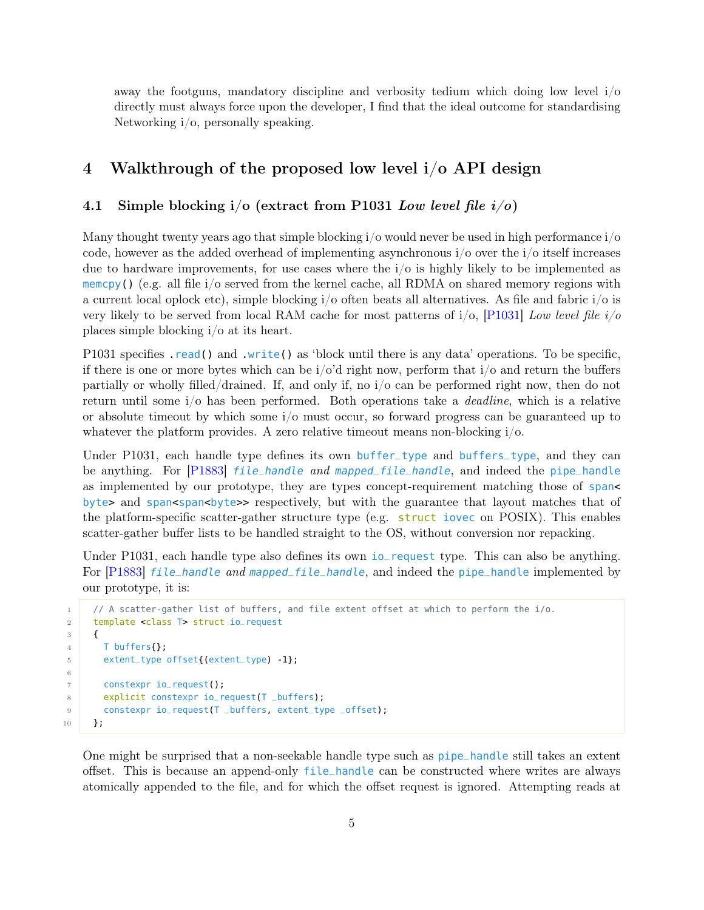away the footguns, mandatory discipline and verbosity tedium which doing low level i/o directly must always force upon the developer, I find that the ideal outcome for standardising Networking i/o, personally speaking.

# 4 Walkthrough of the proposed low level i/o API design

## 4.1 Simple blocking i/o (extract from P1031 *Low level file i/o*)

Many thought twenty years ago that simple blocking i/o would never be used in high performance i/o code, however as the added overhead of implementing asynchronous i/o over the i/o itself increases due to hardware improvements, for use cases where the i/o is highly likely to be implemented as `memcpy()` (e.g. all file i/o served from the kernel cache, all RDMA on shared memory regions with a current local oplock etc), simple blocking i/o often beats all alternatives. As file and fabric i/o is very likely to be served from local RAM cache for most patterns of i/o, [P1031] *Low level file i/o* places simple blocking i/o at its heart.

P1031 specifies `.read()` and `.write()` as 'block until there is any data' operations. To be specific, if there is one or more bytes which can be i/o'd right now, perform that i/o and return the buffers partially or wholly filled/drained. If, and only if, no i/o can be performed right now, then do not return until some i/o has been performed. Both operations take a *deadline*, which is a relative or absolute timeout by which some i/o must occur, so forward progress can be guaranteed up to whatever the platform provides. A zero relative timeout means non-blocking i/o.

Under P1031, each handle type defines its own `buffer_type` and `buffers_type`, and they can be anything. For [P1883] *`file_handle` and `mapped_file_handle`*, and indeed the `pipe_handle` as implemented by our prototype, they are types concept-requirement matching those of `span<byte>` and `span<span<byte>>` respectively, but with the guarantee that layout matches that of the platform-specific scatter-gather structure type (e.g. `struct iovec` on POSIX). This enables scatter-gather buffer lists to be handled straight to the OS, without conversion nor repacking.

Under P1031, each handle type also defines its own `io_request` type. This can also be anything. For [P1883] *`file_handle` and `mapped_file_handle`*, and indeed the `pipe_handle` implemented by our prototype, it is:

```
// A scatter-gather list of buffers, and file extent offset at which to perform the i/o.
template <class T> struct io_request
{
  T buffers{};
  extent_type offset{(extent_type) -1};

  constexpr io_request();
  explicit constexpr io_request(T _buffers);
  constexpr io_request(T _buffers, extent_type _offset);
};
```

One might be surprised that a non-seekable handle type such as `pipe_handle` still takes an extent offset. This is because an append-only `file_handle` can be constructed where writes are always atomically appended to the file, and for which the offset request is ignored. Attempting reads at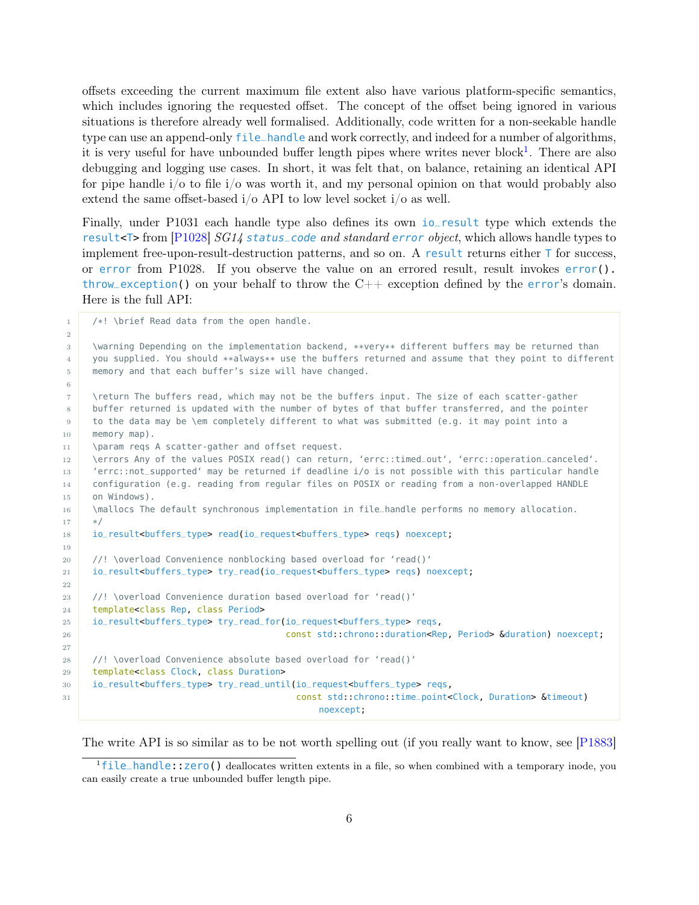offsets exceeding the current maximum file extent also have various platform-specific semantics, which includes ignoring the requested offset. The concept of the offset being ignored in various situations is therefore already well formalised. Additionally, code written for a non-seekable handle type can use an append-only `file_handle` and work correctly, and indeed for a number of algorithms, it is very useful for have unbounded buffer length pipes where writes never block[1]. There are also debugging and logging use cases. In short, it was felt that, on balance, retaining an identical API for pipe handle i/o to file i/o was worth it, and my personal opinion on that would probably also extend the same offset-based i/o API to low level socket i/o as well.

Finally, under P1031 each handle type also defines its own `io_result` type which extends the `result<T>` from [P1028] *SG14 `status_code` and standard `error` object*, which allows handle types to implement free-upon-result-destruction patterns, and so on. A `result` returns either `T` for success, or `error` from P1028. If you observe the value on an errored result, result invokes `error().throw_exception()` on your behalf to throw the C++ exception defined by the `error`'s domain. Here is the full API:

```
/*! \brief Read data from the open handle.

\warning Depending on the implementation backend, **very** different buffers may be returned than
you supplied. You should **always** use the buffers returned and assume that they point to different
memory and that each buffer's size will have changed.

\return The buffers read, which may not be the buffers input. The size of each scatter-gather
buffer returned is updated with the number of bytes of that buffer transferred, and the pointer
to the data may be \em completely different to what was submitted (e.g. it may point into a
memory map).
\param reqs A scatter-gather and offset request.
\errors Any of the values POSIX read() can return, `errc::timed_out`, `errc::operation_canceled`.
`errc::not_supported` may be returned if deadline i/o is not possible with this particular handle
configuration (e.g. reading from regular files on POSIX or reading from a non-overlapped HANDLE
on Windows).
\mallocs The default synchronous implementation in file_handle performs no memory allocation.
*/
io_result<buffers_type> read(io_request<buffers_type> reqs) noexcept;

//! \overload Convenience nonblocking based overload for `read()`
io_result<buffers_type> try_read(io_request<buffers_type> reqs) noexcept;

//! \overload Convenience duration based overload for `read()`
template<class Rep, class Period>
io_result<buffers_type> try_read_for(io_request<buffers_type> reqs,
                                     const std::chrono::duration<Rep, Period> &duration) noexcept;

//! \overload Convenience absolute based overload for `read()`
template<class Clock, class Duration>
io_result<buffers_type> try_read_until(io_request<buffers_type> reqs,
                                       const std::chrono::time_point<Clock, Duration> &timeout)
                                           noexcept;
```

The write API is so similar as to be not worth spelling out (if you really want to know, see [P1883]

[1] `file_handle::zero()` deallocates written extents in a file, so when combined with a temporary inode, you can easily create a true unbounded buffer length pipe.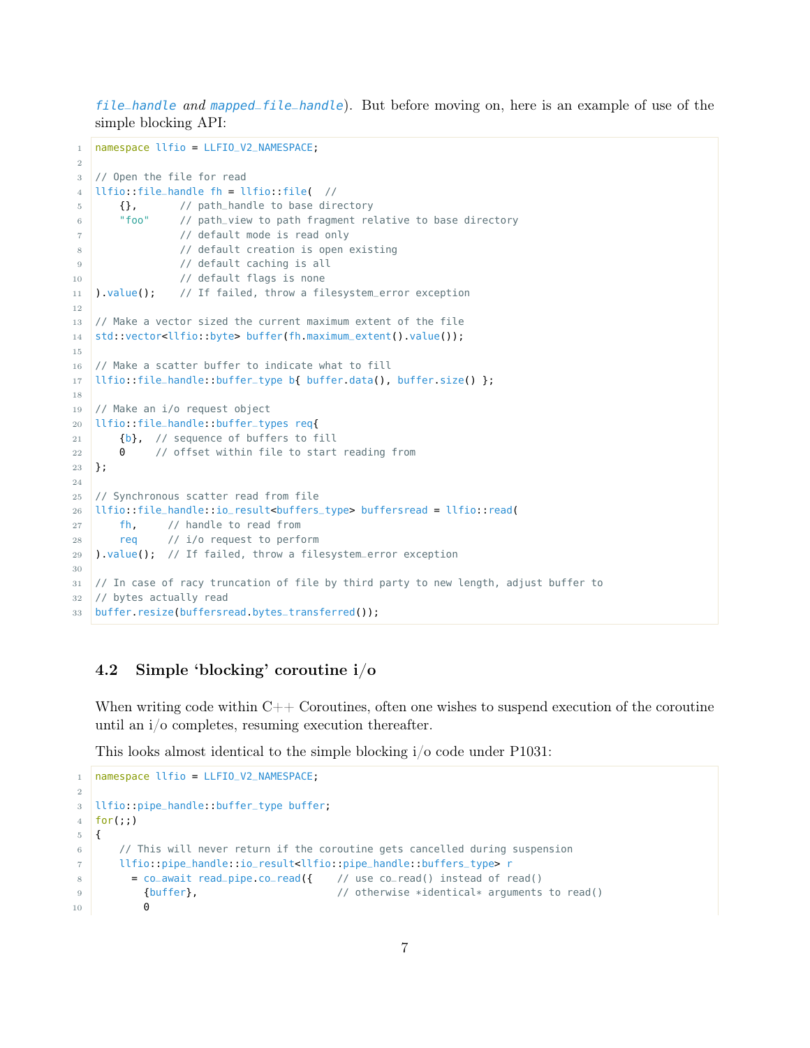*file_handle* and *mapped_file_handle*). But before moving on, here is an example of use of the simple blocking API:

```
namespace llfio = LLFIO_V2_NAMESPACE;

// Open the file for read
llfio::file_handle fh = llfio::file(  //
    {},       // path_handle to base directory
    "foo"     // path_view to path fragment relative to base directory
              // default mode is read only
              // default creation is open existing
              // default caching is all
              // default flags is none
).value();    // If failed, throw a filesystem_error exception

// Make a vector sized the current maximum extent of the file
std::vector<llfio::byte> buffer(fh.maximum_extent().value());

// Make a scatter buffer to indicate what to fill
llfio::file_handle::buffer_type b{ buffer.data(), buffer.size() };

// Make an i/o request object
llfio::file_handle::buffer_types req{
    {b},  // sequence of buffers to fill
    0     // offset within file to start reading from
};

// Synchronous scatter read from file
llfio::file_handle::io_result<buffers_type> buffersread = llfio::read(
    fh,     // handle to read from
    req     // i/o request to perform
).value();  // If failed, throw a filesystem_error exception

// In case of racy truncation of file by third party to new length, adjust buffer to
// bytes actually read
buffer.resize(buffersread.bytes_transferred());
```

## 4.2 Simple 'blocking' coroutine i/o

When writing code within C++ Coroutines, often one wishes to suspend execution of the coroutine until an i/o completes, resuming execution thereafter.

This looks almost identical to the simple blocking i/o code under P1031:

```
namespace llfio = LLFIO_V2_NAMESPACE;

llfio::pipe_handle::buffer_type buffer;
for(;;)
{
    // This will never return if the coroutine gets cancelled during suspension
    llfio::pipe_handle::io_result<llfio::pipe_handle::buffers_type> r
      = co_await read_pipe.co_read({    // use co_read() instead of read()
        {buffer},                       // otherwise *identical* arguments to read()
        0
```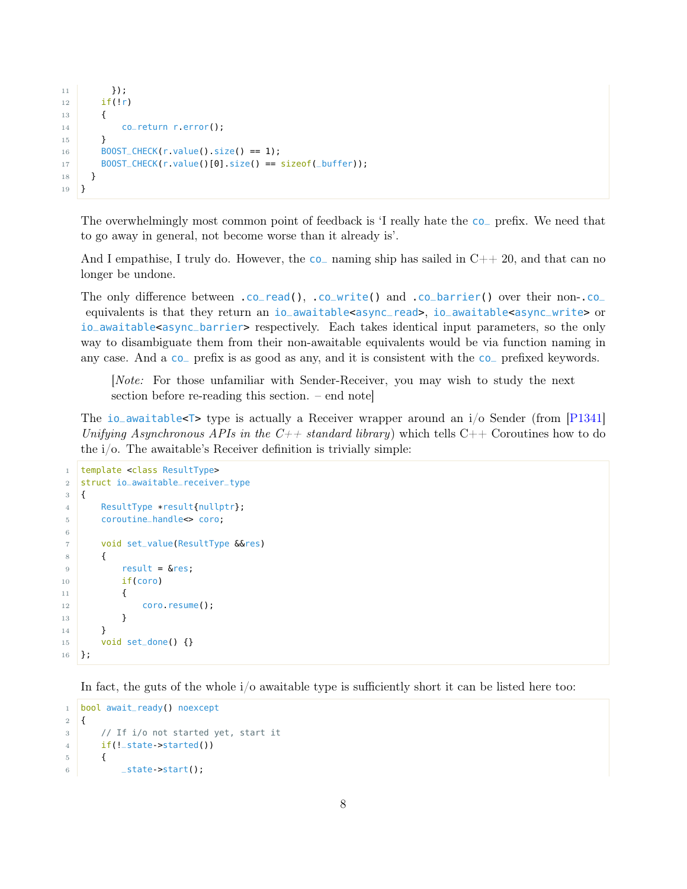```
      });
    if(!r)
    {
        co_return r.error();
    }
    BOOST_CHECK(r.value().size() == 1);
    BOOST_CHECK(r.value()[0].size() == sizeof(_buffer));
  }
}
```

The overwhelmingly most common point of feedback is 'I really hate the `co_` prefix. We need that to go away in general, not become worse than it already is'.

And I empathise, I truly do. However, the `co_` naming ship has sailed in C++ 20, and that can no longer be undone.

The only difference between `.co_read()`, `.co_write()` and `.co_barrier()` over their non-`.co_` equivalents is that they return an `io_awaitable<async_read>`, `io_awaitable<async_write>` or `io_awaitable<async_barrier>` respectively. Each takes identical input parameters, so the only way to disambiguate them from their non-awaitable equivalents would be via function naming in any case. And a `co_` prefix is as good as any, and it is consistent with the `co_` prefixed keywords.

> [*Note:* For those unfamiliar with Sender-Receiver, you may wish to study the next section before re-reading this section. – end note]

The `io_awaitable<T>` type is actually a Receiver wrapper around an i/o Sender (from [P1341] *Unifying Asynchronous APIs in the C++ standard library*) which tells C++ Coroutines how to do the i/o. The awaitable's Receiver definition is trivially simple:

```
template <class ResultType>
struct io_awaitable_receiver_type
{
    ResultType *result{nullptr};
    coroutine_handle<> coro;

    void set_value(ResultType &&res)
    {
        result = &res;
        if(coro)
        {
            coro.resume();
        }
    }
    void set_done() {}
};
```

In fact, the guts of the whole i/o awaitable type is sufficiently short it can be listed here too:

```
bool await_ready() noexcept
{
    // If i/o not started yet, start it
    if(!_state->started())
    {
        _state->start();
```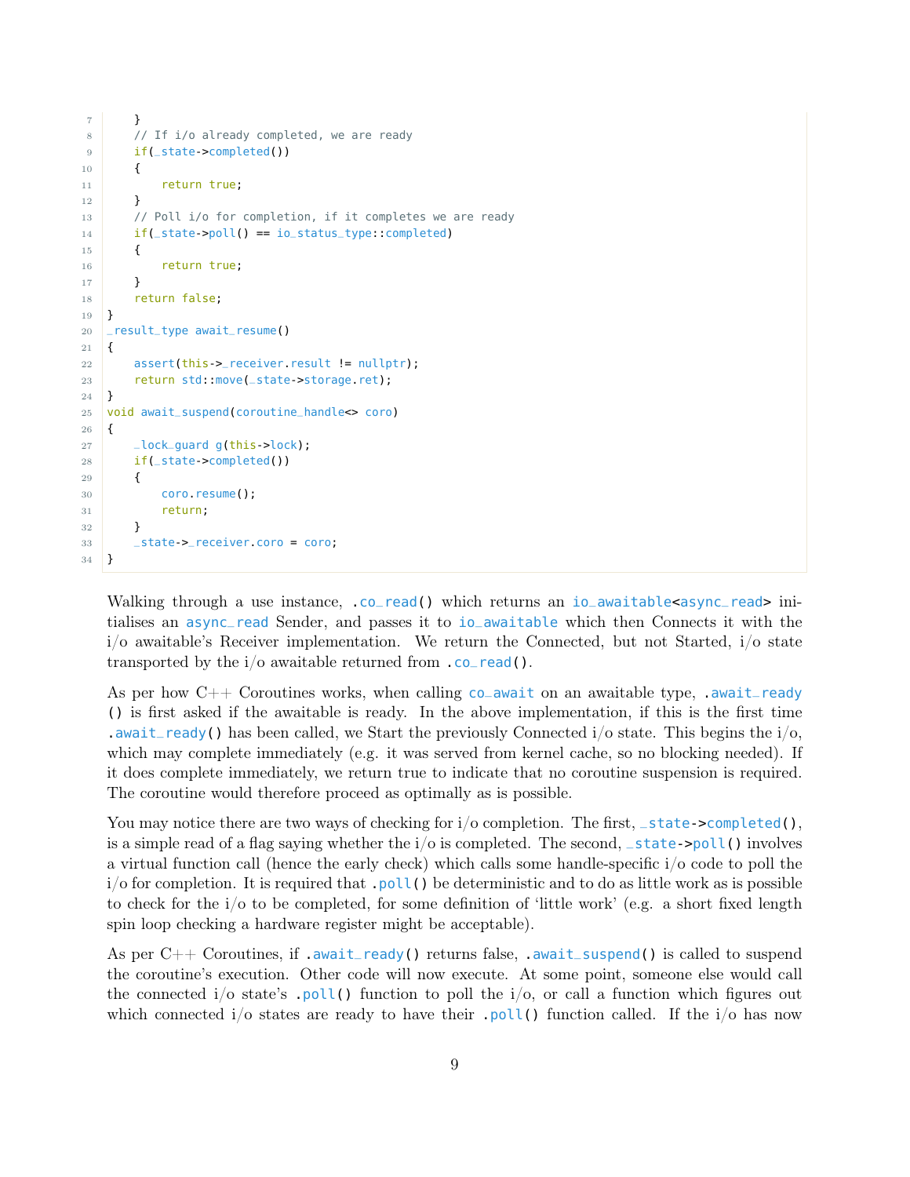```cpp
    }
    // If i/o already completed, we are ready
    if(_state->completed())
    {
        return true;
    }
    // Poll i/o for completion, if it completes we are ready
    if(_state->poll() == io_status_type::completed)
    {
        return true;
    }
    return false;
}
_result_type await_resume()
{
    assert(this->_receiver.result != nullptr);
    return std::move(_state->storage.ret);
}
void await_suspend(coroutine_handle<> coro)
{
    _lock_guard g(this->lock);
    if(_state->completed())
    {
        coro.resume();
        return;
    }
    _state->_receiver.coro = coro;
}
```

Walking through a use instance, `.co_read()` which returns an `io_awaitable<async_read>` initialises an `async_read` Sender, and passes it to `io_awaitable` which then Connects it with the i/o awaitable's Receiver implementation. We return the Connected, but not Started, i/o state transported by the i/o awaitable returned from `.co_read()`.

As per how C++ Coroutines works, when calling `co_await` on an awaitable type, `.await_ready()` is first asked if the awaitable is ready. In the above implementation, if this is the first time `.await_ready()` has been called, we Start the previously Connected i/o state. This begins the i/o, which may complete immediately (e.g. it was served from kernel cache, so no blocking needed). If it does complete immediately, we return true to indicate that no coroutine suspension is required. The coroutine would therefore proceed as optimally as is possible.

You may notice there are two ways of checking for i/o completion. The first, `_state->completed()`, is a simple read of a flag saying whether the i/o is completed. The second, `_state->poll()` involves a virtual function call (hence the early check) which calls some handle-specific i/o code to poll the i/o for completion. It is required that `.poll()` be deterministic and to do as little work as is possible to check for the i/o to be completed, for some definition of 'little work' (e.g. a short fixed length spin loop checking a hardware register might be acceptable).

As per C++ Coroutines, if `.await_ready()` returns false, `.await_suspend()` is called to suspend the coroutine's execution. Other code will now execute. At some point, someone else would call the connected i/o state's `.poll()` function to poll the i/o, or call a function which figures out which connected i/o states are ready to have their `.poll()` function called. If the i/o has now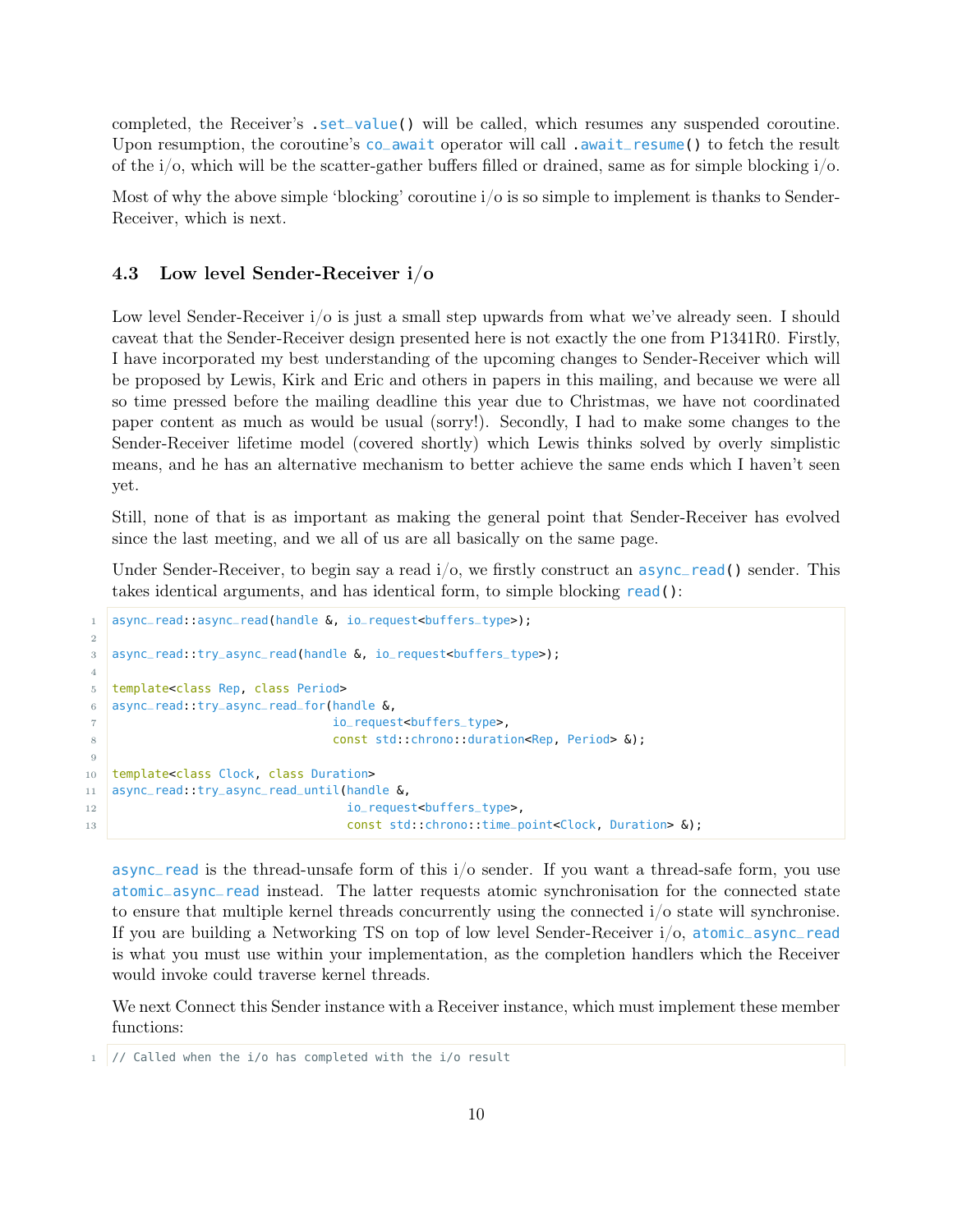completed, the Receiver's `.set_value()` will be called, which resumes any suspended coroutine. Upon resumption, the coroutine's `co_await` operator will call `.await_resume()` to fetch the result of the i/o, which will be the scatter-gather buffers filled or drained, same as for simple blocking i/o.

Most of why the above simple 'blocking' coroutine i/o is so simple to implement is thanks to Sender-Receiver, which is next.

### 4.3 Low level Sender-Receiver i/o

Low level Sender-Receiver i/o is just a small step upwards from what we've already seen. I should caveat that the Sender-Receiver design presented here is not exactly the one from P1341R0. Firstly, I have incorporated my best understanding of the upcoming changes to Sender-Receiver which will be proposed by Lewis, Kirk and Eric and others in papers in this mailing, and because we were all so time pressed before the mailing deadline this year due to Christmas, we have not coordinated paper content as much as would be usual (sorry!). Secondly, I had to make some changes to the Sender-Receiver lifetime model (covered shortly) which Lewis thinks solved by overly simplistic means, and he has an alternative mechanism to better achieve the same ends which I haven't seen yet.

Still, none of that is as important as making the general point that Sender-Receiver has evolved since the last meeting, and we all of us are all basically on the same page.

Under Sender-Receiver, to begin say a read i/o, we firstly construct an `async_read()` sender. This takes identical arguments, and has identical form, to simple blocking `read()`:

```
async_read::async_read(handle &, io_request<buffers_type>);

async_read::try_async_read(handle &, io_request<buffers_type>);

template<class Rep, class Period>
async_read::try_async_read_for(handle &,
                              io_request<buffers_type>,
                              const std::chrono::duration<Rep, Period> &);

template<class Clock, class Duration>
async_read::try_async_read_until(handle &,
                                io_request<buffers_type>,
                                const std::chrono::time_point<Clock, Duration> &);
```

`async_read` is the thread-unsafe form of this i/o sender. If you want a thread-safe form, you use `atomic_async_read` instead. The latter requests atomic synchronisation for the connected state to ensure that multiple kernel threads concurrently using the connected i/o state will synchronise. If you are building a Networking TS on top of low level Sender-Receiver i/o, `atomic_async_read` is what you must use within your implementation, as the completion handlers which the Receiver would invoke could traverse kernel threads.

We next Connect this Sender instance with a Receiver instance, which must implement these member functions:

```
// Called when the i/o has completed with the i/o result
```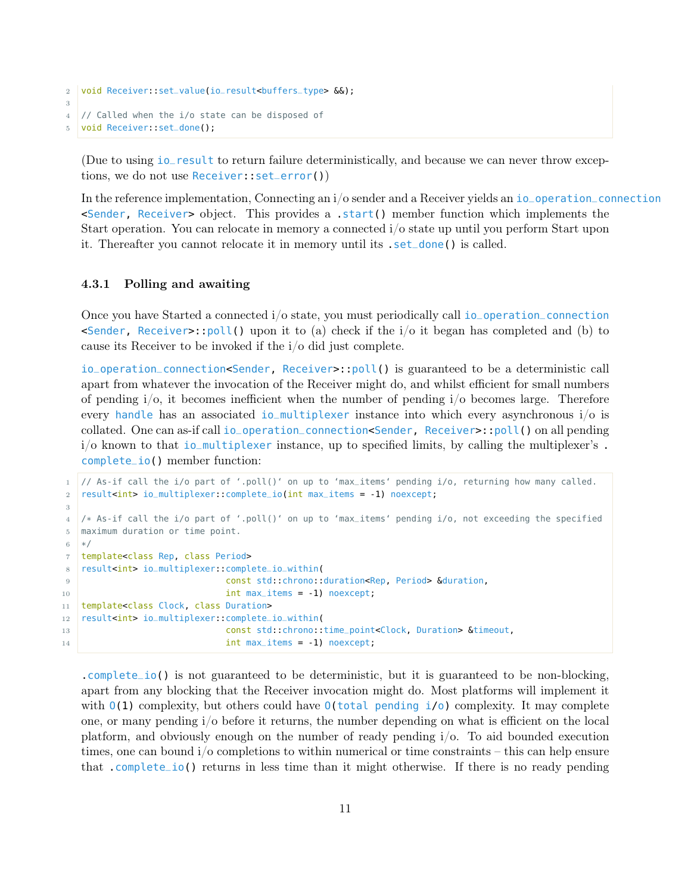```
void Receiver::set_value(io_result<buffers_type> &&);

// Called when the i/o state can be disposed of
void Receiver::set_done();
```

(Due to using `io_result` to return failure deterministically, and because we can never throw exceptions, we do not use `Receiver::set_error()`)

In the reference implementation, Connecting an i/o sender and a Receiver yields an `io_operation_connection<Sender, Receiver>` object. This provides a `.start()` member function which implements the Start operation. You can relocate in memory a connected i/o state up until you perform Start upon it. Thereafter you cannot relocate it in memory until its `.set_done()` is called.

### 4.3.1 Polling and awaiting

Once you have Started a connected i/o state, you must periodically call `io_operation_connection<Sender, Receiver>::poll()` upon it to (a) check if the i/o it began has completed and (b) to cause its Receiver to be invoked if the i/o did just complete.

`io_operation_connection<Sender, Receiver>::poll()` is guaranteed to be a deterministic call apart from whatever the invocation of the Receiver might do, and whilst efficient for small numbers of pending i/o, it becomes inefficient when the number of pending i/o becomes large. Therefore every `handle` has an associated `io_multiplexer` instance into which every asynchronous i/o is collated. One can as-if call `io_operation_connection<Sender, Receiver>::poll()` on all pending i/o known to that `io_multiplexer` instance, up to specified limits, by calling the multiplexer's `.complete_io()` member function:

```
// As-if call the i/o part of '.poll()' on up to 'max_items' pending i/o, returning how many called.
result<int> io_multiplexer::complete_io(int max_items = -1) noexcept;

/* As-if call the i/o part of '.poll()' on up to 'max_items' pending i/o, not exceeding the specified
maximum duration or time point.
*/
template<class Rep, class Period>
result<int> io_multiplexer::complete_io_within(
                            const std::chrono::duration<Rep, Period> &duration,
                            int max_items = -1) noexcept;
template<class Clock, class Duration>
result<int> io_multiplexer::complete_io_within(
                            const std::chrono::time_point<Clock, Duration> &timeout,
                            int max_items = -1) noexcept;
```

`.complete_io()` is not guaranteed to be deterministic, but it is guaranteed to be non-blocking, apart from any blocking that the Receiver invocation might do. Most platforms will implement it with `O(1)` complexity, but others could have `O(total pending i/o)` complexity. It may complete one, or many pending i/o before it returns, the number depending on what is efficient on the local platform, and obviously enough on the number of ready pending i/o. To aid bounded execution times, one can bound i/o completions to within numerical or time constraints – this can help ensure that `.complete_io()` returns in less time than it might otherwise. If there is no ready pending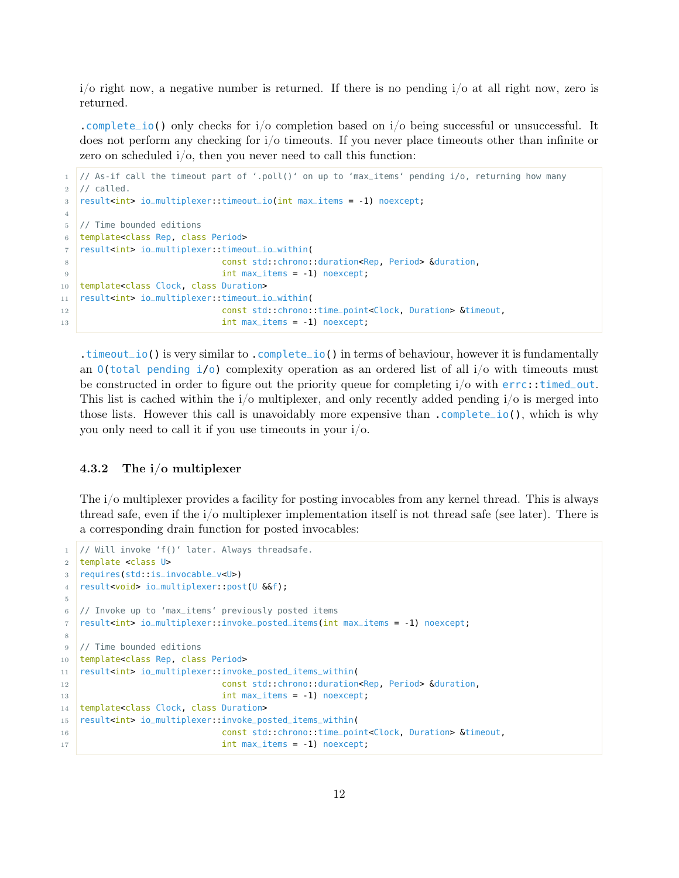i/o right now, a negative number is returned. If there is no pending i/o at all right now, zero is returned.

`.complete_io()` only checks for i/o completion based on i/o being successful or unsuccessful. It does not perform any checking for i/o timeouts. If you never place timeouts other than infinite or zero on scheduled i/o, then you never need to call this function:

```
// As-if call the timeout part of `.poll()` on up to `max_items` pending i/o, returning how many
// called.
result<int> io_multiplexer::timeout_io(int max_items = -1) noexcept;

// Time bounded editions
template<class Rep, class Period>
result<int> io_multiplexer::timeout_io_within(
                            const std::chrono::duration<Rep, Period> &duration,
                            int max_items = -1) noexcept;
template<class Clock, class Duration>
result<int> io_multiplexer::timeout_io_within(
                            const std::chrono::time_point<Clock, Duration> &timeout,
                            int max_items = -1) noexcept;
```

`.timeout_io()` is very similar to `.complete_io()` in terms of behaviour, however it is fundamentally an `O(total pending i/o)` complexity operation as an ordered list of all i/o with timeouts must be constructed in order to figure out the priority queue for completing i/o with `errc::timed_out`. This list is cached within the i/o multiplexer, and only recently added pending i/o is merged into those lists. However this call is unavoidably more expensive than `.complete_io()`, which is why you only need to call it if you use timeouts in your i/o.

### 4.3.2 The i/o multiplexer

The i/o multiplexer provides a facility for posting invocables from any kernel thread. This is always thread safe, even if the i/o multiplexer implementation itself is not thread safe (see later). There is a corresponding drain function for posted invocables:

```
// Will invoke `f()` later. Always threadsafe.
template <class U>
requires(std::is_invocable_v<U>)
result<void> io_multiplexer::post(U &&f);

// Invoke up to `max_items` previously posted items
result<int> io_multiplexer::invoke_posted_items(int max_items = -1) noexcept;

// Time bounded editions
template<class Rep, class Period>
result<int> io_multiplexer::invoke_posted_items_within(
                            const std::chrono::duration<Rep, Period> &duration,
                            int max_items = -1) noexcept;
template<class Clock, class Duration>
result<int> io_multiplexer::invoke_posted_items_within(
                            const std::chrono::time_point<Clock, Duration> &timeout,
                            int max_items = -1) noexcept;
```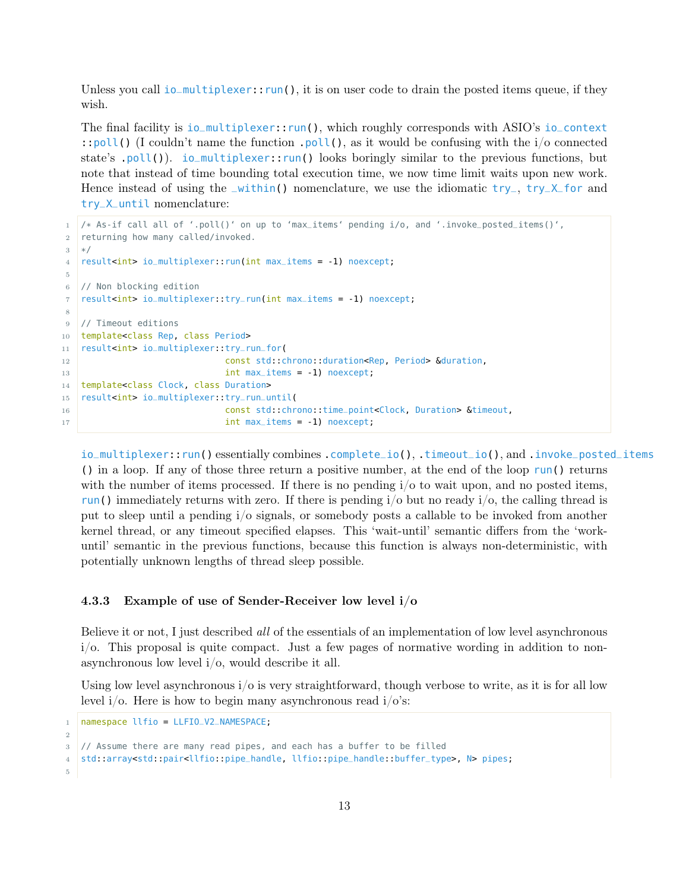Unless you call `io_multiplexer::run()`, it is on user code to drain the posted items queue, if they wish.

The final facility is `io_multiplexer::run()`, which roughly corresponds with ASIO's `io_context::poll()` (I couldn't name the function `.poll()`, as it would be confusing with the i/o connected state's `.poll()`). `io_multiplexer::run()` looks boringly similar to the previous functions, but note that instead of time bounding total execution time, we now time limit waits upon new work. Hence instead of using the `_within()` nomenclature, we use the idiomatic `try_`, `try_X_for` and `try_X_until` nomenclature:

```
/* As-if call all of '.poll()' on up to 'max_items' pending i/o, and '.invoke_posted_items()',
returning how many called/invoked.
*/
result<int> io_multiplexer::run(int max_items = -1) noexcept;

// Non blocking edition
result<int> io_multiplexer::try_run(int max_items = -1) noexcept;

// Timeout editions
template<class Rep, class Period>
result<int> io_multiplexer::try_run_for(
                            const std::chrono::duration<Rep, Period> &duration,
                            int max_items = -1) noexcept;
template<class Clock, class Duration>
result<int> io_multiplexer::try_run_until(
                            const std::chrono::time_point<Clock, Duration> &timeout,
                            int max_items = -1) noexcept;
```

`io_multiplexer::run()` essentially combines `.complete_io()`, `.timeout_io()`, and `.invoke_posted_items()` in a loop. If any of those three return a positive number, at the end of the loop `run()` returns with the number of items processed. If there is no pending i/o to wait upon, and no posted items, `run()` immediately returns with zero. If there is pending i/o but no ready i/o, the calling thread is put to sleep until a pending i/o signals, or somebody posts a callable to be invoked from another kernel thread, or any timeout specified elapses. This 'wait-until' semantic differs from the 'work-until' semantic in the previous functions, because this function is always non-deterministic, with potentially unknown lengths of thread sleep possible.

### 4.3.3 Example of use of Sender-Receiver low level i/o

Believe it or not, I just described *all* of the essentials of an implementation of low level asynchronous i/o. This proposal is quite compact. Just a few pages of normative wording in addition to non-asynchronous low level i/o, would describe it all.

Using low level asynchronous i/o is very straightforward, though verbose to write, as it is for all low level i/o. Here is how to begin many asynchronous read i/o's:

```
namespace llfio = LLFIO_V2_NAMESPACE;

// Assume there are many read pipes, and each has a buffer to be filled
std::array<std::pair<llfio::pipe_handle, llfio::pipe_handle::buffer_type>, N> pipes;

```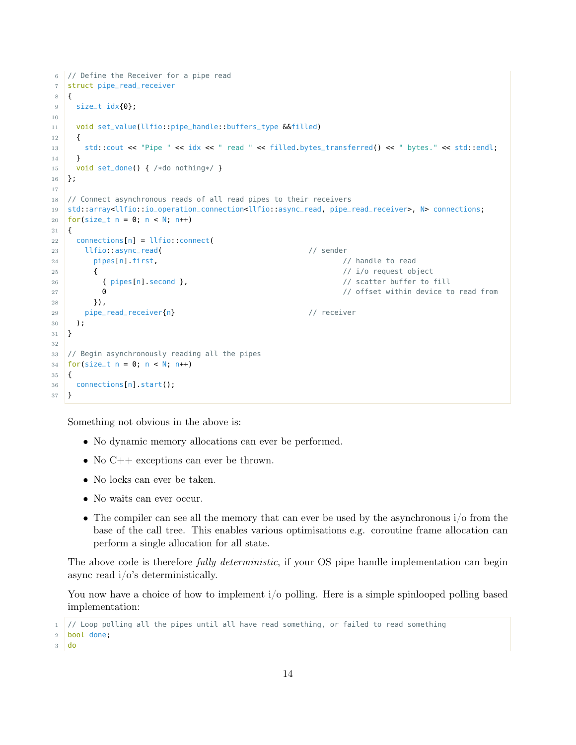```cpp
// Define the Receiver for a pipe read
struct pipe_read_receiver
{
  size_t idx{0};

  void set_value(llfio::pipe_handle::buffers_type &&filled)
  {
    std::cout << "Pipe " << idx << " read " << filled.bytes_transferred() << " bytes." << std::endl;
  }
  void set_done() { /*do nothing*/ }
};

// Connect asynchronous reads of all read pipes to their receivers
std::array<llfio::io_operation_connection<llfio::async_read, pipe_read_receiver>, N> connections;
for(size_t n = 0; n < N; n++)
{
  connections[n] = llfio::connect(
    llfio::async_read(                                // sender
      pipes[n].first,                                         // handle to read
      {                                                       // i/o request object
        { pipes[n].second },                                  // scatter buffer to fill
        0                                                     // offset within device to read from
      }),
    pipe_read_receiver{n}                             // receiver
  );
}

// Begin asynchronously reading all the pipes
for(size_t n = 0; n < N; n++)
{
  connections[n].start();
}
```

Something not obvious in the above is:

- No dynamic memory allocations can ever be performed.
- No C++ exceptions can ever be thrown.
- No locks can ever be taken.
- No waits can ever occur.
- The compiler can see all the memory that can ever be used by the asynchronous i/o from the base of the call tree. This enables various optimisations e.g. coroutine frame allocation can perform a single allocation for all state.

The above code is therefore *fully deterministic*, if your OS pipe handle implementation can begin async read i/o's deterministically.

You now have a choice of how to implement i/o polling. Here is a simple spinlooped polling based implementation:

```cpp
// Loop polling all the pipes until all have read something, or failed to read something
bool done;
do
```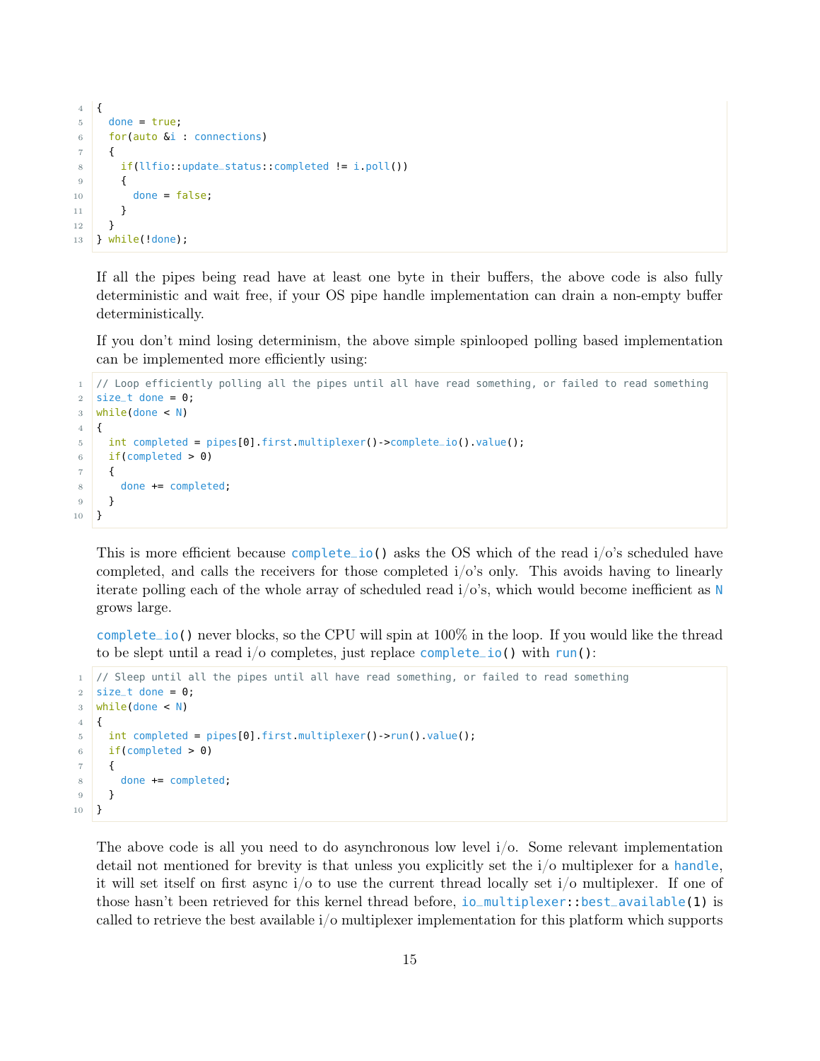```
{
  done = true;
  for(auto &i : connections)
  {
    if(llfio::update_status::completed != i.poll())
    {
      done = false;
    }
  }
} while(!done);
```

If all the pipes being read have at least one byte in their buffers, the above code is also fully deterministic and wait free, if your OS pipe handle implementation can drain a non-empty buffer deterministically.

If you don't mind losing determinism, the above simple spinlooped polling based implementation can be implemented more efficiently using:

```
// Loop efficiently polling all the pipes until all have read something, or failed to read something
size_t done = 0;
while(done < N)
{
  int completed = pipes[0].first.multiplexer()->complete_io().value();
  if(completed > 0)
  {
    done += completed;
  }
}
```

This is more efficient because `complete_io()` asks the OS which of the read i/o's scheduled have completed, and calls the receivers for those completed i/o's only. This avoids having to linearly iterate polling each of the whole array of scheduled read i/o's, which would become inefficient as `N` grows large.

`complete_io()` never blocks, so the CPU will spin at 100% in the loop. If you would like the thread to be slept until a read i/o completes, just replace `complete_io()` with `run()`:

```
// Sleep until all the pipes until all have read something, or failed to read something
size_t done = 0;
while(done < N)
{
  int completed = pipes[0].first.multiplexer()->run().value();
  if(completed > 0)
  {
    done += completed;
  }
}
```

The above code is all you need to do asynchronous low level i/o. Some relevant implementation detail not mentioned for brevity is that unless you explicitly set the i/o multiplexer for a `handle`, it will set itself on first async i/o to use the current thread locally set i/o multiplexer. If one of those hasn't been retrieved for this kernel thread before, `io_multiplexer::best_available(1)` is called to retrieve the best available i/o multiplexer implementation for this platform which supports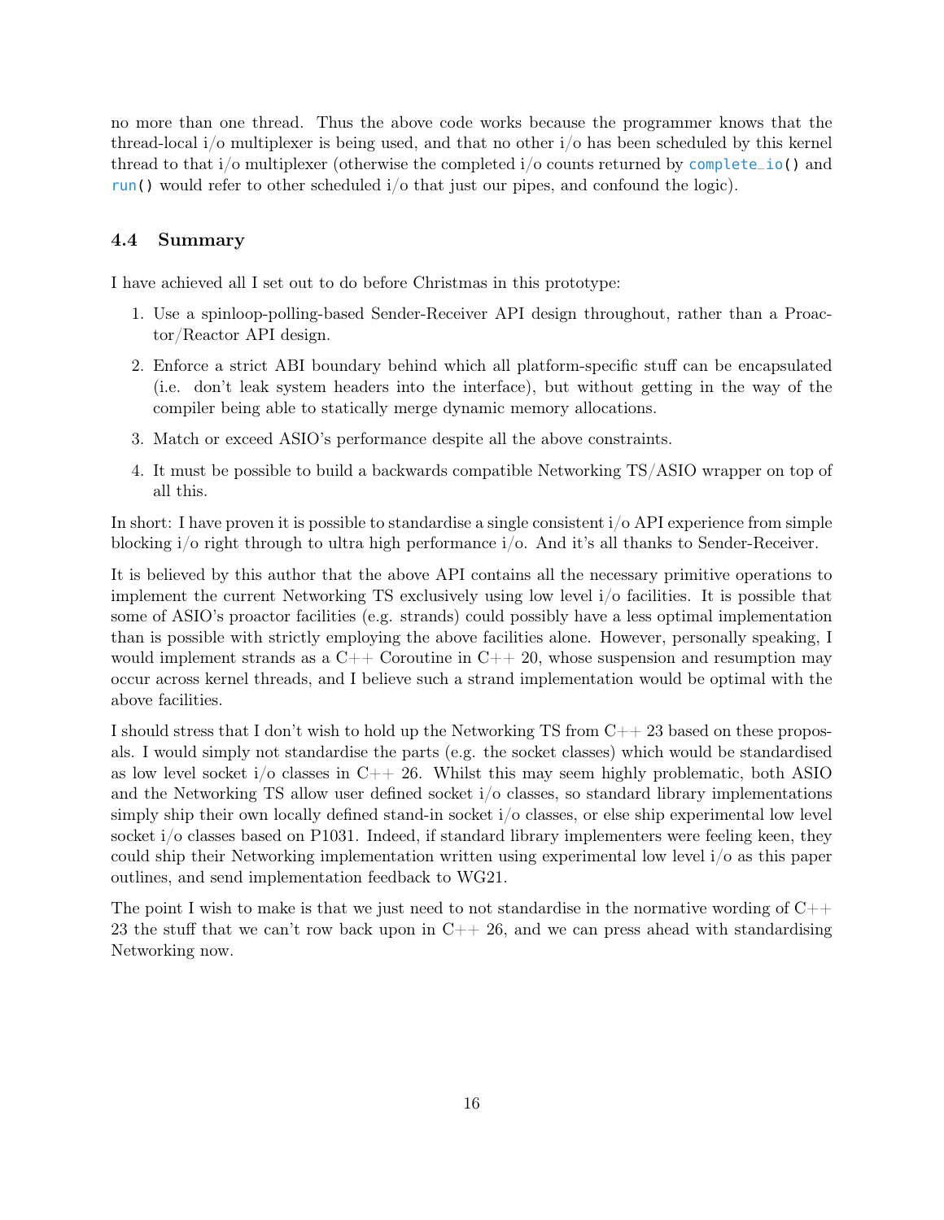no more than one thread. Thus the above code works because the programmer knows that the thread-local i/o multiplexer is being used, and that no other i/o has been scheduled by this kernel thread to that i/o multiplexer (otherwise the completed i/o counts returned by `complete_io()` and `run()` would refer to other scheduled i/o that just our pipes, and confound the logic).

### 4.4 Summary

I have achieved all I set out to do before Christmas in this prototype:

1. Use a spinloop-polling-based Sender-Receiver API design throughout, rather than a Proactor/Reactor API design.
2. Enforce a strict ABI boundary behind which all platform-specific stuff can be encapsulated (i.e. don't leak system headers into the interface), but without getting in the way of the compiler being able to statically merge dynamic memory allocations.
3. Match or exceed ASIO's performance despite all the above constraints.
4. It must be possible to build a backwards compatible Networking TS/ASIO wrapper on top of all this.

In short: I have proven it is possible to standardise a single consistent i/o API experience from simple blocking i/o right through to ultra high performance i/o. And it's all thanks to Sender-Receiver.

It is believed by this author that the above API contains all the necessary primitive operations to implement the current Networking TS exclusively using low level i/o facilities. It is possible that some of ASIO's proactor facilities (e.g. strands) could possibly have a less optimal implementation than is possible with strictly employing the above facilities alone. However, personally speaking, I would implement strands as a C++ Coroutine in C++ 20, whose suspension and resumption may occur across kernel threads, and I believe such a strand implementation would be optimal with the above facilities.

I should stress that I don't wish to hold up the Networking TS from C++ 23 based on these proposals. I would simply not standardise the parts (e.g. the socket classes) which would be standardised as low level socket i/o classes in C++ 26. Whilst this may seem highly problematic, both ASIO and the Networking TS allow user defined socket i/o classes, so standard library implementations simply ship their own locally defined stand-in socket i/o classes, or else ship experimental low level socket i/o classes based on P1031. Indeed, if standard library implementers were feeling keen, they could ship their Networking implementation written using experimental low level i/o as this paper outlines, and send implementation feedback to WG21.

The point I wish to make is that we just need to not standardise in the normative wording of C++ 23 the stuff that we can't row back upon in C++ 26, and we can press ahead with standardising Networking now.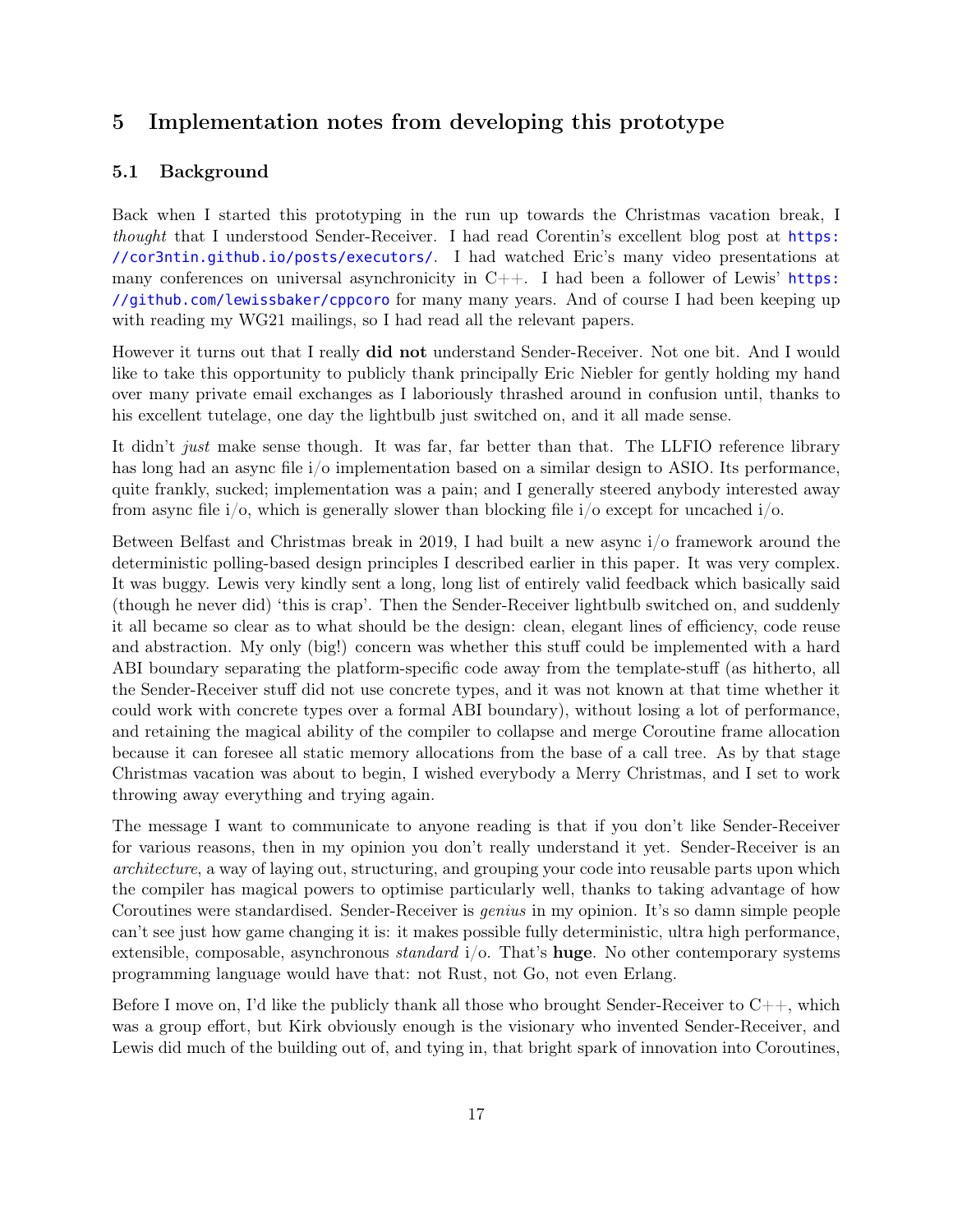# 5 Implementation notes from developing this prototype

## 5.1 Background

Back when I started this prototyping in the run up towards the Christmas vacation break, I *thought* that I understood Sender-Receiver. I had read Corentin's excellent blog post at https://cor3ntin.github.io/posts/executors/. I had watched Eric's many video presentations at many conferences on universal asynchronicity in C++. I had been a follower of Lewis' https://github.com/lewissbaker/cppcoro for many many years. And of course I had been keeping up with reading my WG21 mailings, so I had read all the relevant papers.

However it turns out that I really **did not** understand Sender-Receiver. Not one bit. And I would like to take this opportunity to publicly thank principally Eric Niebler for gently holding my hand over many private email exchanges as I laboriously thrashed around in confusion until, thanks to his excellent tutelage, one day the lightbulb just switched on, and it all made sense.

It didn't *just* make sense though. It was far, far better than that. The LLFIO reference library has long had an async file i/o implementation based on a similar design to ASIO. Its performance, quite frankly, sucked; implementation was a pain; and I generally steered anybody interested away from async file i/o, which is generally slower than blocking file i/o except for uncached i/o.

Between Belfast and Christmas break in 2019, I had built a new async i/o framework around the deterministic polling-based design principles I described earlier in this paper. It was very complex. It was buggy. Lewis very kindly sent a long, long list of entirely valid feedback which basically said (though he never did) 'this is crap'. Then the Sender-Receiver lightbulb switched on, and suddenly it all became so clear as to what should be the design: clean, elegant lines of efficiency, code reuse and abstraction. My only (big!) concern was whether this stuff could be implemented with a hard ABI boundary separating the platform-specific code away from the template-stuff (as hitherto, all the Sender-Receiver stuff did not use concrete types, and it was not known at that time whether it could work with concrete types over a formal ABI boundary), without losing a lot of performance, and retaining the magical ability of the compiler to collapse and merge Coroutine frame allocation because it can foresee all static memory allocations from the base of a call tree. As by that stage Christmas vacation was about to begin, I wished everybody a Merry Christmas, and I set to work throwing away everything and trying again.

The message I want to communicate to anyone reading is that if you don't like Sender-Receiver for various reasons, then in my opinion you don't really understand it yet. Sender-Receiver is an *architecture*, a way of laying out, structuring, and grouping your code into reusable parts upon which the compiler has magical powers to optimise particularly well, thanks to taking advantage of how Coroutines were standardised. Sender-Receiver is *genius* in my opinion. It's so damn simple people can't see just how game changing it is: it makes possible fully deterministic, ultra high performance, extensible, composable, asynchronous *standard* i/o. That's **huge**. No other contemporary systems programming language would have that: not Rust, not Go, not even Erlang.

Before I move on, I'd like the publicly thank all those who brought Sender-Receiver to C++, which was a group effort, but Kirk obviously enough is the visionary who invented Sender-Receiver, and Lewis did much of the building out of, and tying in, that bright spark of innovation into Coroutines,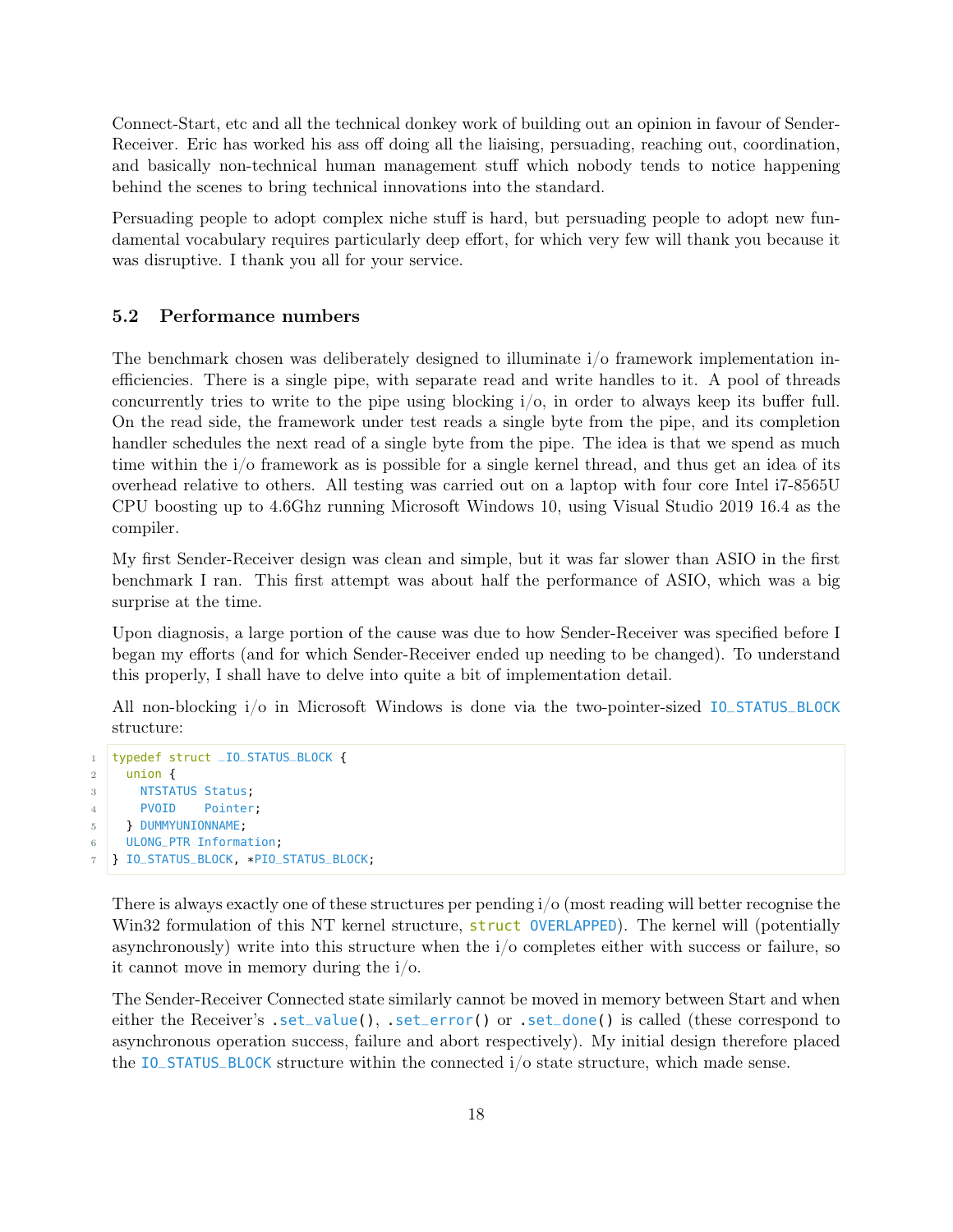Connect-Start, etc and all the technical donkey work of building out an opinion in favour of Sender-Receiver. Eric has worked his ass off doing all the liaising, persuading, reaching out, coordination, and basically non-technical human management stuff which nobody tends to notice happening behind the scenes to bring technical innovations into the standard.

Persuading people to adopt complex niche stuff is hard, but persuading people to adopt new fundamental vocabulary requires particularly deep effort, for which very few will thank you because it was disruptive. I thank you all for your service.

### 5.2 Performance numbers

The benchmark chosen was deliberately designed to illuminate i/o framework implementation inefficiencies. There is a single pipe, with separate read and write handles to it. A pool of threads concurrently tries to write to the pipe using blocking i/o, in order to always keep its buffer full. On the read side, the framework under test reads a single byte from the pipe, and its completion handler schedules the next read of a single byte from the pipe. The idea is that we spend as much time within the i/o framework as is possible for a single kernel thread, and thus get an idea of its overhead relative to others. All testing was carried out on a laptop with four core Intel i7-8565U CPU boosting up to 4.6Ghz running Microsoft Windows 10, using Visual Studio 2019 16.4 as the compiler.

My first Sender-Receiver design was clean and simple, but it was far slower than ASIO in the first benchmark I ran. This first attempt was about half the performance of ASIO, which was a big surprise at the time.

Upon diagnosis, a large portion of the cause was due to how Sender-Receiver was specified before I began my efforts (and for which Sender-Receiver ended up needing to be changed). To understand this properly, I shall have to delve into quite a bit of implementation detail.

All non-blocking i/o in Microsoft Windows is done via the two-pointer-sized `IO_STATUS_BLOCK` structure:

```
typedef struct _IO_STATUS_BLOCK {
  union {
    NTSTATUS Status;
    PVOID    Pointer;
  } DUMMYUNIONNAME;
  ULONG_PTR Information;
} IO_STATUS_BLOCK, *PIO_STATUS_BLOCK;
```

There is always exactly one of these structures per pending i/o (most reading will better recognise the Win32 formulation of this NT kernel structure, `struct OVERLAPPED`). The kernel will (potentially asynchronously) write into this structure when the i/o completes either with success or failure, so it cannot move in memory during the i/o.

The Sender-Receiver Connected state similarly cannot be moved in memory between Start and when either the Receiver's `.set_value()`, `.set_error()` or `.set_done()` is called (these correspond to asynchronous operation success, failure and abort respectively). My initial design therefore placed the `IO_STATUS_BLOCK` structure within the connected i/o state structure, which made sense.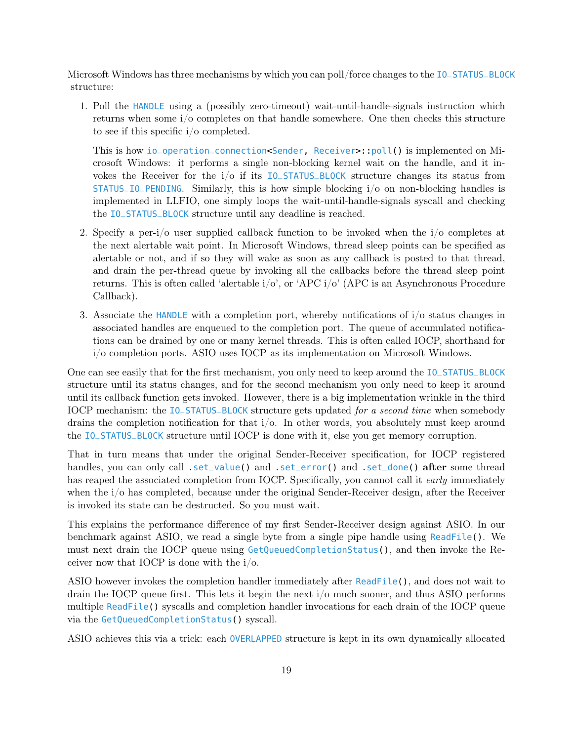Microsoft Windows has three mechanisms by which you can poll/force changes to the `IO_STATUS_BLOCK` structure:

1. Poll the `HANDLE` using a (possibly zero-timeout) wait-until-handle-signals instruction which returns when some i/o completes on that handle somewhere. One then checks this structure to see if this specific i/o completed.

   This is how `io_operation_connection<Sender, Receiver>::poll()` is implemented on Microsoft Windows: it performs a single non-blocking kernel wait on the handle, and it invokes the Receiver for the i/o if its `IO_STATUS_BLOCK` structure changes its status from `STATUS_IO_PENDING`. Similarly, this is how simple blocking i/o on non-blocking handles is implemented in LLFIO, one simply loops the wait-until-handle-signals syscall and checking the `IO_STATUS_BLOCK` structure until any deadline is reached.

2. Specify a per-i/o user supplied callback function to be invoked when the i/o completes at the next alertable wait point. In Microsoft Windows, thread sleep points can be specified as alertable or not, and if so they will wake as soon as any callback is posted to that thread, and drain the per-thread queue by invoking all the callbacks before the thread sleep point returns. This is often called 'alertable i/o', or 'APC i/o' (APC is an Asynchronous Procedure Callback).

3. Associate the `HANDLE` with a completion port, whereby notifications of i/o status changes in associated handles are enqueued to the completion port. The queue of accumulated notifications can be drained by one or many kernel threads. This is often called IOCP, shorthand for i/o completion ports. ASIO uses IOCP as its implementation on Microsoft Windows.

One can see easily that for the first mechanism, you only need to keep around the `IO_STATUS_BLOCK` structure until its status changes, and for the second mechanism you only need to keep it around until its callback function gets invoked. However, there is a big implementation wrinkle in the third IOCP mechanism: the `IO_STATUS_BLOCK` structure gets updated *for a second time* when somebody drains the completion notification for that i/o. In other words, you absolutely must keep around the `IO_STATUS_BLOCK` structure until IOCP is done with it, else you get memory corruption.

That in turn means that under the original Sender-Receiver specification, for IOCP registered handles, you can only call `.set_value()` and `.set_error()` and `.set_done()` **after** some thread has reaped the associated completion from IOCP. Specifically, you cannot call it *early* immediately when the i/o has completed, because under the original Sender-Receiver design, after the Receiver is invoked its state can be destructed. So you must wait.

This explains the performance difference of my first Sender-Receiver design against ASIO. In our benchmark against ASIO, we read a single byte from a single pipe handle using `ReadFile()`. We must next drain the IOCP queue using `GetQueuedCompletionStatus()`, and then invoke the Receiver now that IOCP is done with the i/o.

ASIO however invokes the completion handler immediately after `ReadFile()`, and does not wait to drain the IOCP queue first. This lets it begin the next i/o much sooner, and thus ASIO performs multiple `ReadFile()` syscalls and completion handler invocations for each drain of the IOCP queue via the `GetQueuedCompletionStatus()` syscall.

ASIO achieves this via a trick: each `OVERLAPPED` structure is kept in its own dynamically allocated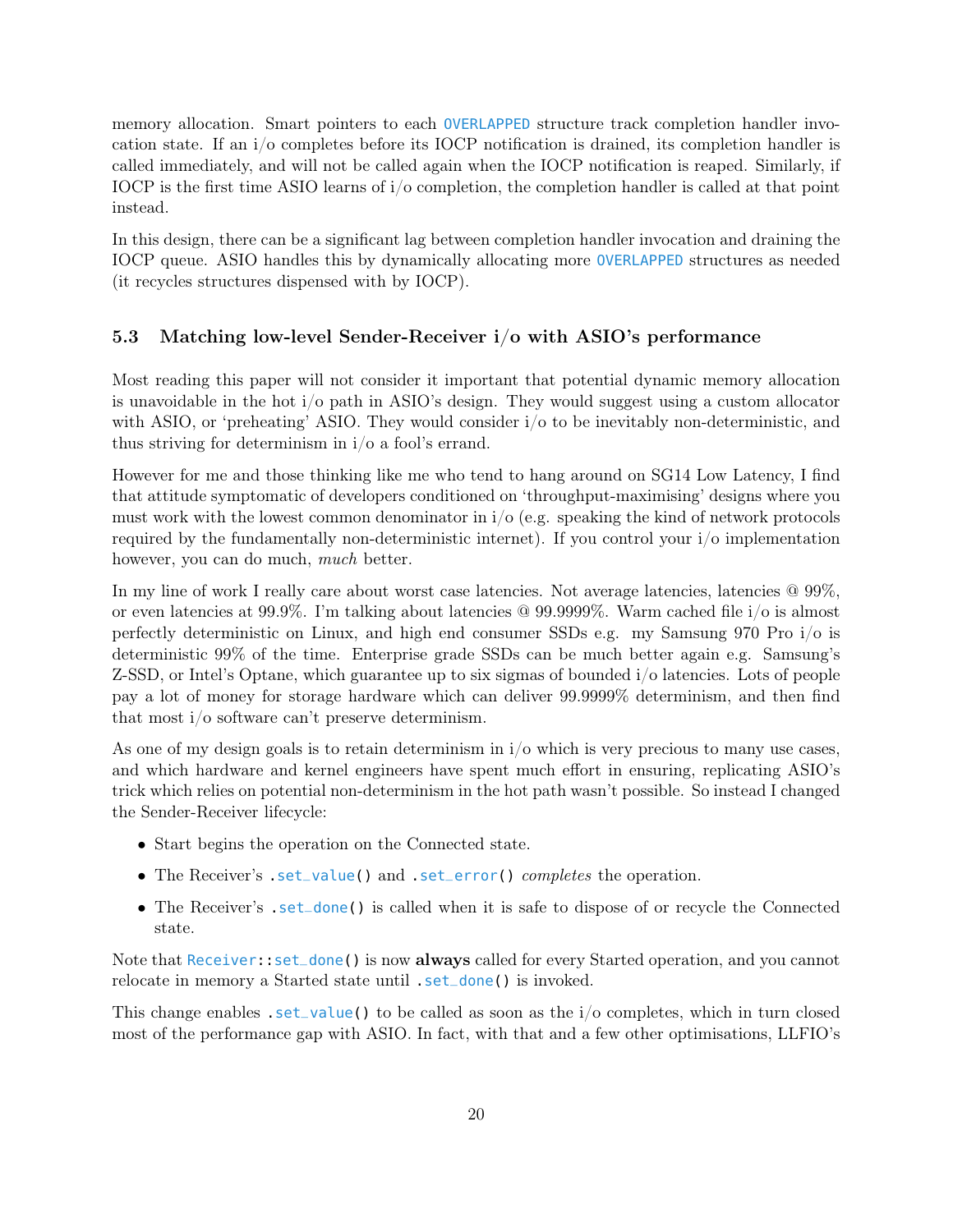memory allocation. Smart pointers to each `OVERLAPPED` structure track completion handler invocation state. If an i/o completes before its IOCP notification is drained, its completion handler is called immediately, and will not be called again when the IOCP notification is reaped. Similarly, if IOCP is the first time ASIO learns of i/o completion, the completion handler is called at that point instead.

In this design, there can be a significant lag between completion handler invocation and draining the IOCP queue. ASIO handles this by dynamically allocating more `OVERLAPPED` structures as needed (it recycles structures dispensed with by IOCP).

### 5.3 Matching low-level Sender-Receiver i/o with ASIO's performance

Most reading this paper will not consider it important that potential dynamic memory allocation is unavoidable in the hot i/o path in ASIO's design. They would suggest using a custom allocator with ASIO, or 'preheating' ASIO. They would consider i/o to be inevitably non-deterministic, and thus striving for determinism in i/o a fool's errand.

However for me and those thinking like me who tend to hang around on SG14 Low Latency, I find that attitude symptomatic of developers conditioned on 'throughput-maximising' designs where you must work with the lowest common denominator in i/o (e.g. speaking the kind of network protocols required by the fundamentally non-deterministic internet). If you control your i/o implementation however, you can do much, *much* better.

In my line of work I really care about worst case latencies. Not average latencies, latencies @ 99%, or even latencies at 99.9%. I'm talking about latencies @ 99.9999%. Warm cached file i/o is almost perfectly deterministic on Linux, and high end consumer SSDs e.g. my Samsung 970 Pro i/o is deterministic 99% of the time. Enterprise grade SSDs can be much better again e.g. Samsung's Z-SSD, or Intel's Optane, which guarantee up to six sigmas of bounded i/o latencies. Lots of people pay a lot of money for storage hardware which can deliver 99.9999% determinism, and then find that most i/o software can't preserve determinism.

As one of my design goals is to retain determinism in i/o which is very precious to many use cases, and which hardware and kernel engineers have spent much effort in ensuring, replicating ASIO's trick which relies on potential non-determinism in the hot path wasn't possible. So instead I changed the Sender-Receiver lifecycle:

- Start begins the operation on the Connected state.
- The Receiver's `.set_value()` and `.set_error()` *completes* the operation.
- The Receiver's `.set_done()` is called when it is safe to dispose of or recycle the Connected state.

Note that `Receiver::set_done()` is now **always** called for every Started operation, and you cannot relocate in memory a Started state until `.set_done()` is invoked.

This change enables `.set_value()` to be called as soon as the i/o completes, which in turn closed most of the performance gap with ASIO. In fact, with that and a few other optimisations, LLFIO's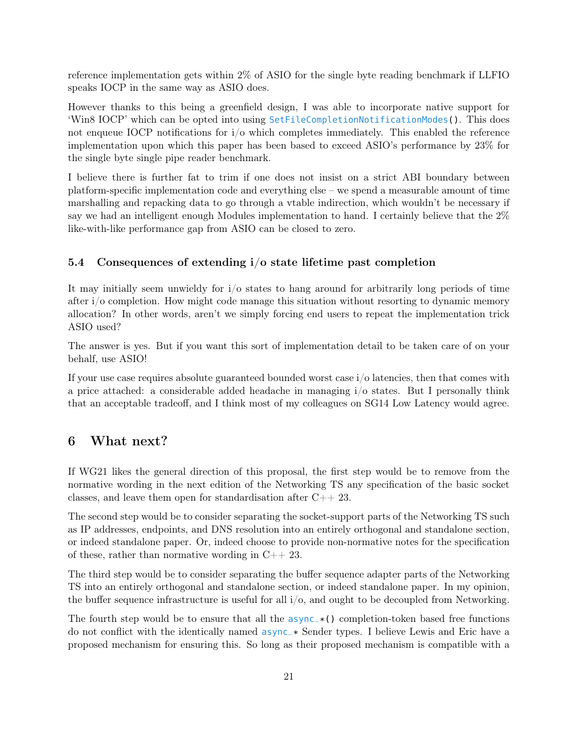reference implementation gets within 2% of ASIO for the single byte reading benchmark if LLFIO speaks IOCP in the same way as ASIO does.

However thanks to this being a greenfield design, I was able to incorporate native support for 'Win8 IOCP' which can be opted into using `SetFileCompletionNotificationModes()`. This does not enqueue IOCP notifications for i/o which completes immediately. This enabled the reference implementation upon which this paper has been based to exceed ASIO's performance by 23% for the single byte single pipe reader benchmark.

I believe there is further fat to trim if one does not insist on a strict ABI boundary between platform-specific implementation code and everything else – we spend a measurable amount of time marshalling and repacking data to go through a vtable indirection, which wouldn't be necessary if say we had an intelligent enough Modules implementation to hand. I certainly believe that the 2% like-with-like performance gap from ASIO can be closed to zero.

### 5.4 Consequences of extending i/o state lifetime past completion

It may initially seem unwieldy for i/o states to hang around for arbitrarily long periods of time after i/o completion. How might code manage this situation without resorting to dynamic memory allocation? In other words, aren't we simply forcing end users to repeat the implementation trick ASIO used?

The answer is yes. But if you want this sort of implementation detail to be taken care of on your behalf, use ASIO!

If your use case requires absolute guaranteed bounded worst case i/o latencies, then that comes with a price attached: a considerable added headache in managing i/o states. But I personally think that an acceptable tradeoff, and I think most of my colleagues on SG14 Low Latency would agree.

## 6 What next?

If WG21 likes the general direction of this proposal, the first step would be to remove from the normative wording in the next edition of the Networking TS any specification of the basic socket classes, and leave them open for standardisation after C++ 23.

The second step would be to consider separating the socket-support parts of the Networking TS such as IP addresses, endpoints, and DNS resolution into an entirely orthogonal and standalone section, or indeed standalone paper. Or, indeed choose to provide non-normative notes for the specification of these, rather than normative wording in C++ 23.

The third step would be to consider separating the buffer sequence adapter parts of the Networking TS into an entirely orthogonal and standalone section, or indeed standalone paper. In my opinion, the buffer sequence infrastructure is useful for all i/o, and ought to be decoupled from Networking.

The fourth step would be to ensure that all the `async_*()` completion-token based free functions do not conflict with the identically named `async_*` Sender types. I believe Lewis and Eric have a proposed mechanism for ensuring this. So long as their proposed mechanism is compatible with a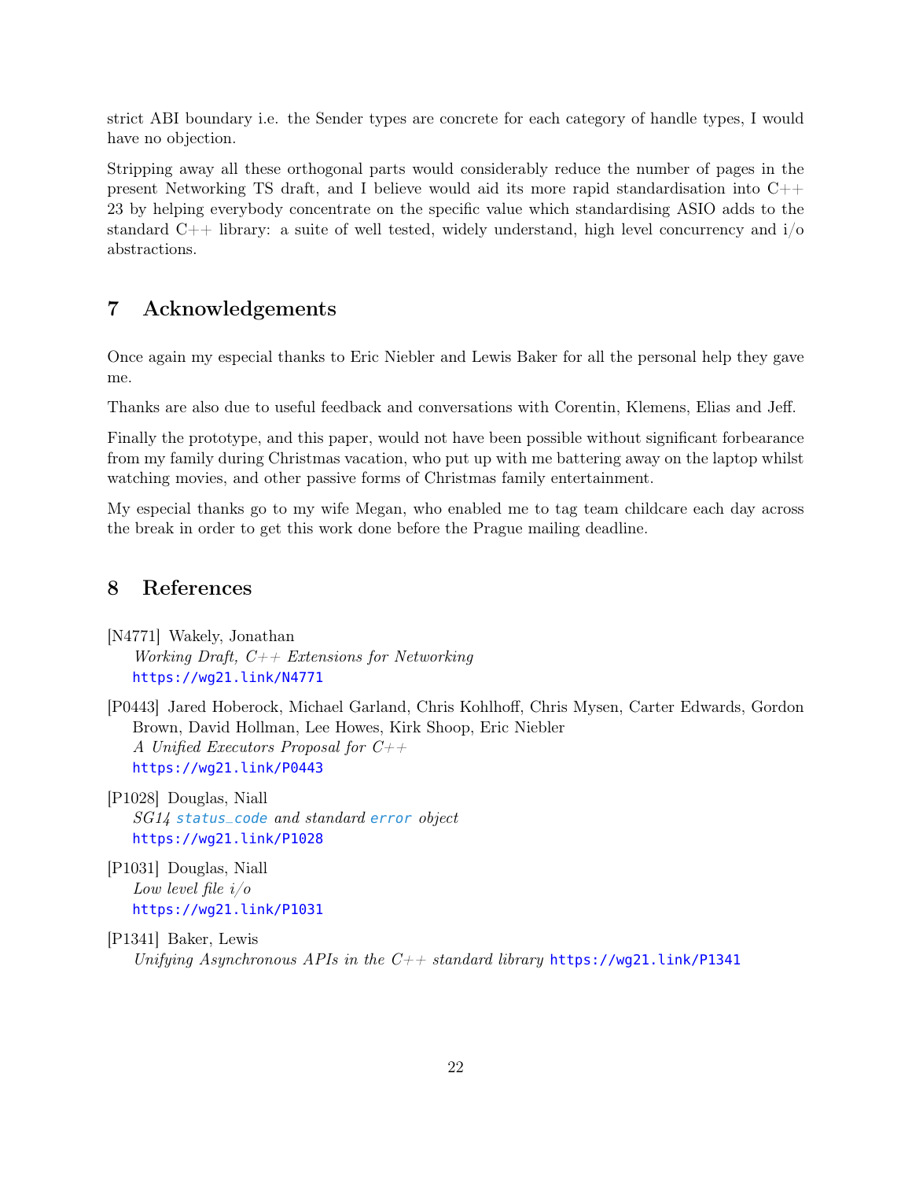strict ABI boundary i.e. the Sender types are concrete for each category of handle types, I would have no objection.

Stripping away all these orthogonal parts would considerably reduce the number of pages in the present Networking TS draft, and I believe would aid its more rapid standardisation into C++ 23 by helping everybody concentrate on the specific value which standardising ASIO adds to the standard C++ library: a suite of well tested, widely understand, high level concurrency and i/o abstractions.

## 7 Acknowledgements

Once again my especial thanks to Eric Niebler and Lewis Baker for all the personal help they gave me.

Thanks are also due to useful feedback and conversations with Corentin, Klemens, Elias and Jeff.

Finally the prototype, and this paper, would not have been possible without significant forbearance from my family during Christmas vacation, who put up with me battering away on the laptop whilst watching movies, and other passive forms of Christmas family entertainment.

My especial thanks go to my wife Megan, who enabled me to tag team childcare each day across the break in order to get this work done before the Prague mailing deadline.

## 8 References

[N4771] Wakely, Jonathan
*Working Draft, C++ Extensions for Networking*
https://wg21.link/N4771

[P0443] Jared Hoberock, Michael Garland, Chris Kohlhoff, Chris Mysen, Carter Edwards, Gordon Brown, David Hollman, Lee Howes, Kirk Shoop, Eric Niebler
*A Unified Executors Proposal for C++*
https://wg21.link/P0443

[P1028] Douglas, Niall
*SG14 `status_code` and standard `error` object*
https://wg21.link/P1028

[P1031] Douglas, Niall
*Low level file i/o*
https://wg21.link/P1031

[P1341] Baker, Lewis
*Unifying Asynchronous APIs in the C++ standard library* https://wg21.link/P1341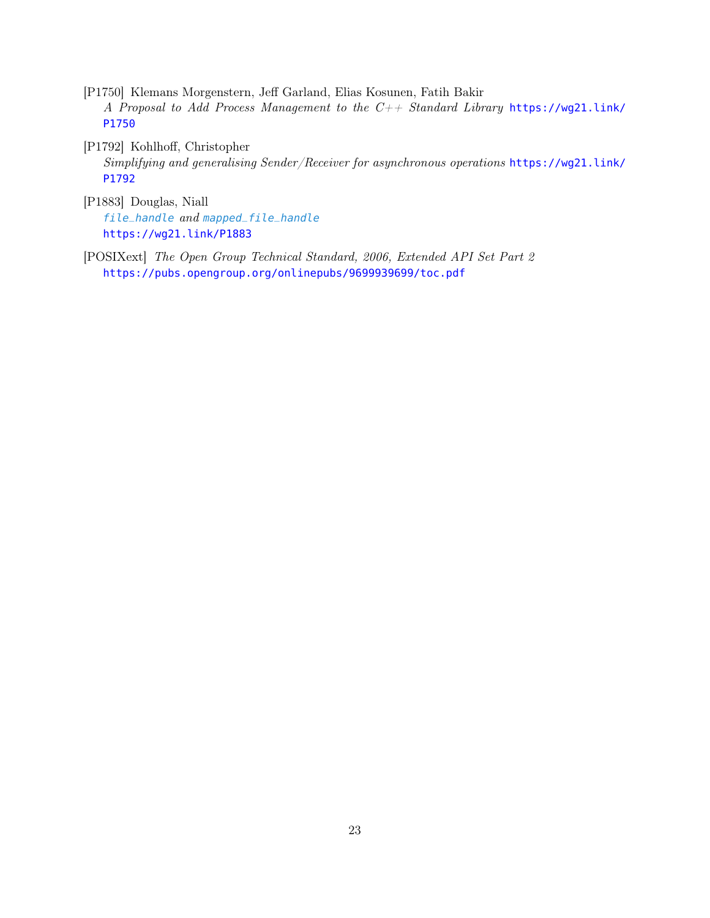[P1750] Klemans Morgenstern, Jeff Garland, Elias Kosunen, Fatih Bakir
*A Proposal to Add Process Management to the C++ Standard Library* https://wg21.link/P1750

[P1792] Kohlhoff, Christopher
*Simplifying and generalising Sender/Receiver for asynchronous operations* https://wg21.link/P1792

[P1883] Douglas, Niall
*`file_handle` and `mapped_file_handle`*
https://wg21.link/P1883

[POSIXext] *The Open Group Technical Standard, 2006, Extended API Set Part 2*
https://pubs.opengroup.org/onlinepubs/9699939699/toc.pdf